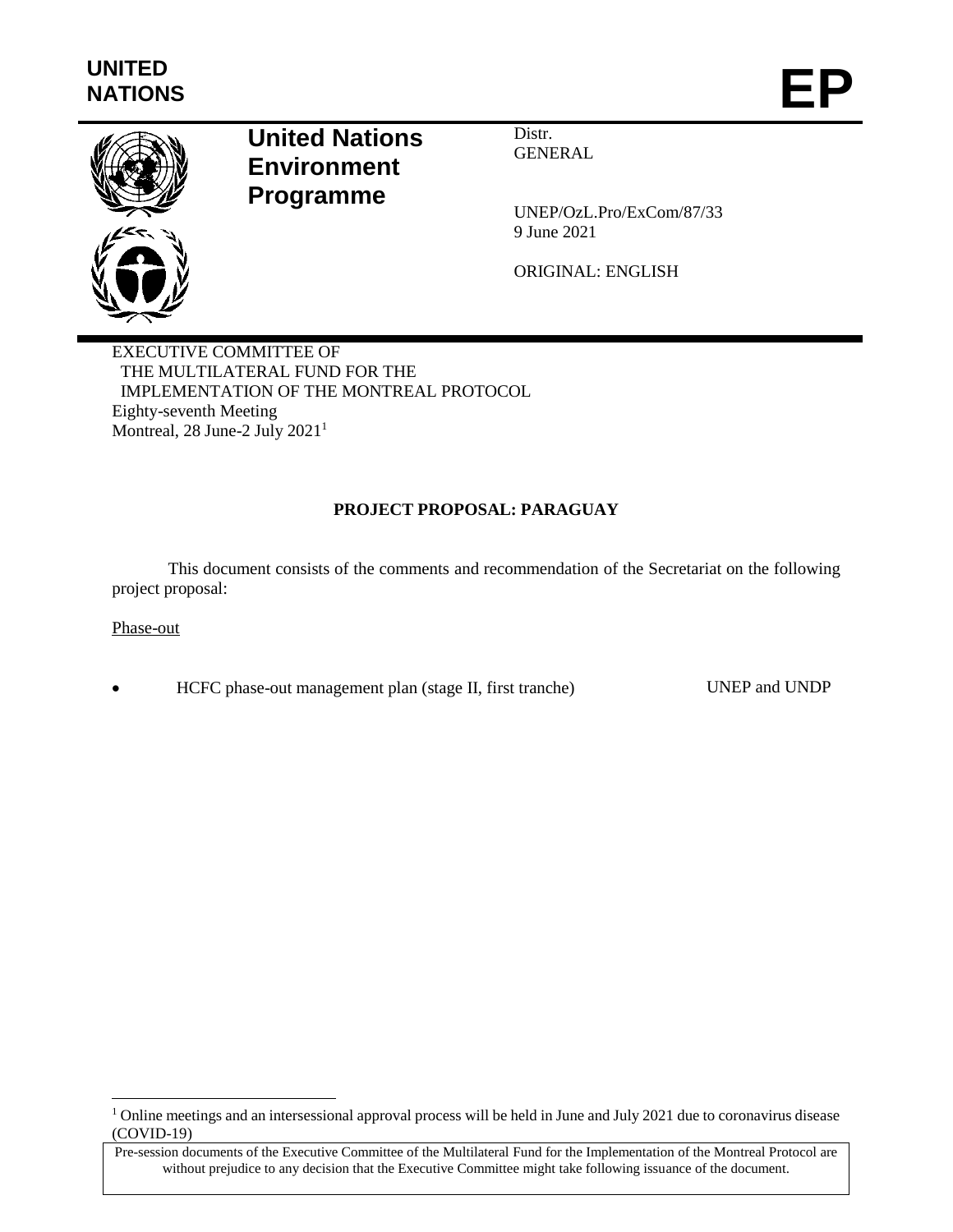**UNITED NATIONS**

# EP

## United Nations Environment Programme

Distr.
GENERAL

UNEP/OzL.Pro/ExCom/87/33
9 June 2021

ORIGINAL: ENGLISH

EXECUTIVE COMMITTEE OF
THE MULTILATERAL FUND FOR THE
IMPLEMENTATION OF THE MONTREAL PROTOCOL
Eighty-seventh Meeting
Montreal, 28 June-2 July 2021[1]

**PROJECT PROPOSAL: PARAGUAY**

This document consists of the comments and recommendation of the Secretariat on the following project proposal:

Phase-out

- HCFC phase-out management plan (stage II, first tranche) UNEP and UNDP

[1] Online meetings and an intersessional approval process will be held in June and July 2021 due to coronavirus disease (COVID-19)

Pre-session documents of the Executive Committee of the Multilateral Fund for the Implementation of the Montreal Protocol are without prejudice to any decision that the Executive Committee might take following issuance of the document.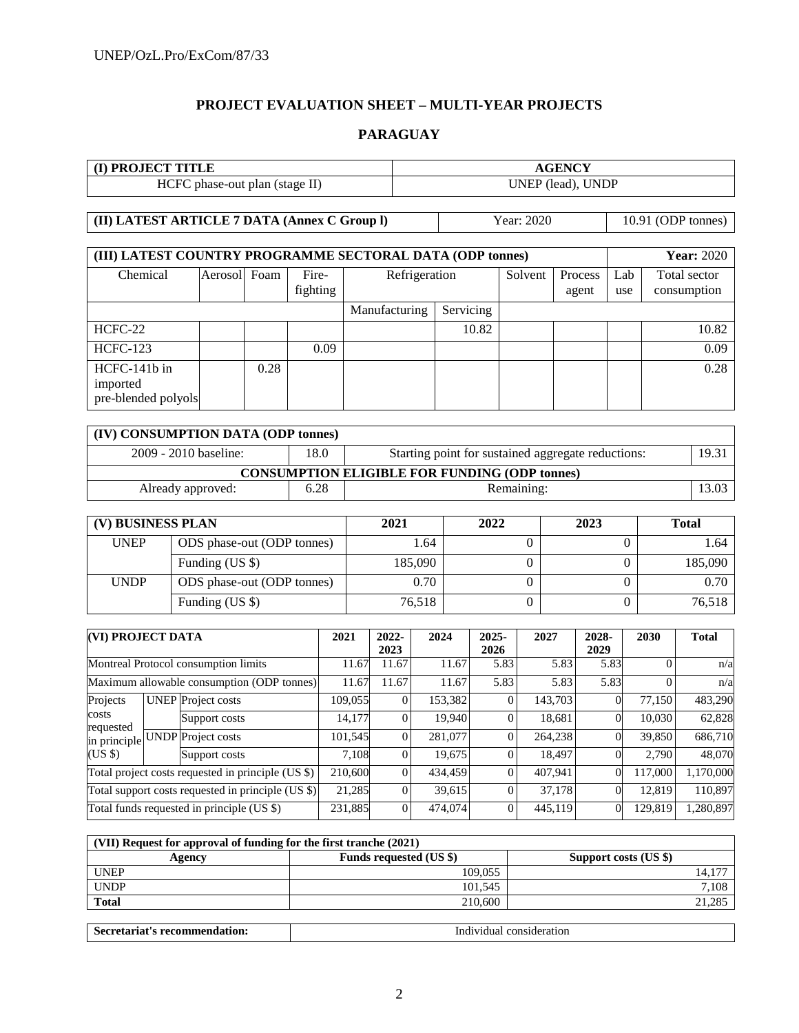# PROJECT EVALUATION SHEET – MULTI-YEAR PROJECTS

## PARAGUAY

| (I) PROJECT TITLE | AGENCY |
|---|---|
| HCFC phase-out plan (stage II) | UNEP (lead), UNDP |

| (II) LATEST ARTICLE 7 DATA (Annex C Group l) | Year: 2020 | 10.91 (ODP tonnes) |
|---|---|---|

| (III) LATEST COUNTRY PROGRAMME SECTORAL DATA (ODP tonnes) | | | | | | | | | Year: 2020 |
|---|---|---|---|---|---|---|---|---|---|
| Chemical | Aerosol | Foam | Fire-fighting | Refrigeration | | Solvent | Process agent | Lab use | Total sector consumption |
| | | | | Manufacturing | Servicing | | | | |
| HCFC-22 | | | | | 10.82 | | | | 10.82 |
| HCFC-123 | | | 0.09 | | | | | | 0.09 |
| HCFC-141b in imported pre-blended polyols | | 0.28 | | | | | | | 0.28 |

| (IV) CONSUMPTION DATA (ODP tonnes) | | | |
|---|---|---|---|
| 2009 - 2010 baseline: | 18.0 | Starting point for sustained aggregate reductions: | 19.31 |
| **CONSUMPTION ELIGIBLE FOR FUNDING (ODP tonnes)** | | | |
| Already approved: | 6.28 | Remaining: | 13.03 |

| (V) BUSINESS PLAN | | 2021 | 2022 | 2023 | Total |
|---|---|---|---|---|---|
| UNEP | ODS phase-out (ODP tonnes) | 1.64 | 0 | 0 | 1.64 |
| | Funding (US $) | 185,090 | 0 | 0 | 185,090 |
| UNDP | ODS phase-out (ODP tonnes) | 0.70 | 0 | 0 | 0.70 |
| | Funding (US $) | 76,518 | 0 | 0 | 76,518 |

| (VI) PROJECT DATA | | | 2021 | 2022-2023 | 2024 | 2025-2026 | 2027 | 2028-2029 | 2030 | Total |
|---|---|---|---|---|---|---|---|---|---|---|
| Montreal Protocol consumption limits | | | 11.67 | 11.67 | 11.67 | 5.83 | 5.83 | 5.83 | 0 | n/a |
| Maximum allowable consumption (ODP tonnes) | | | 11.67 | 11.67 | 11.67 | 5.83 | 5.83 | 5.83 | 0 | n/a |
| Projects costs requested in principle (US $) | UNEP | Project costs | 109,055 | 0 | 153,382 | 0 | 143,703 | 0 | 77,150 | 483,290 |
| | | Support costs | 14,177 | 0 | 19,940 | 0 | 18,681 | 0 | 10,030 | 62,828 |
| | UNDP | Project costs | 101,545 | 0 | 281,077 | 0 | 264,238 | 0 | 39,850 | 686,710 |
| | | Support costs | 7,108 | 0 | 19,675 | 0 | 18,497 | 0 | 2,790 | 48,070 |
| Total project costs requested in principle (US $) | | | 210,600 | 0 | 434,459 | 0 | 407,941 | 0 | 117,000 | 1,170,000 |
| Total support costs requested in principle (US $) | | | 21,285 | 0 | 39,615 | 0 | 37,178 | 0 | 12,819 | 110,897 |
| Total funds requested in principle (US $) | | | 231,885 | 0 | 474,074 | 0 | 445,119 | 0 | 129,819 | 1,280,897 |

| (VII) Request for approval of funding for the first tranche (2021) | | |
|---|---|---|
| Agency | Funds requested (US $) | Support costs (US $) |
| UNEP | 109,055 | 14,177 |
| UNDP | 101,545 | 7,108 |
| **Total** | 210,600 | 21,285 |

| Secretariat's recommendation: | Individual consideration |
|---|---|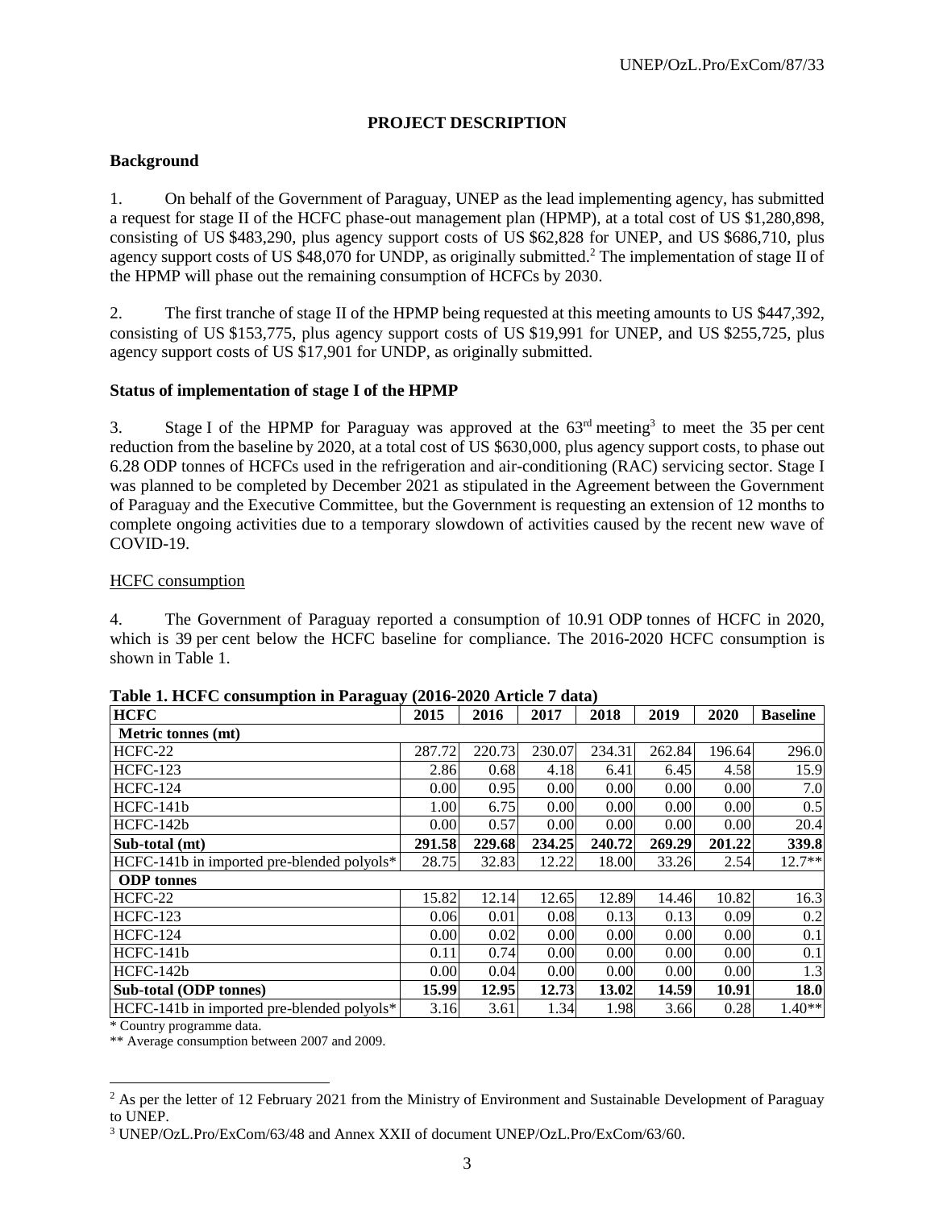## PROJECT DESCRIPTION

### Background

1. On behalf of the Government of Paraguay, UNEP as the lead implementing agency, has submitted a request for stage II of the HCFC phase-out management plan (HPMP), at a total cost of US $1,280,898, consisting of US $483,290, plus agency support costs of US $62,828 for UNEP, and US $686,710, plus agency support costs of US $48,070 for UNDP, as originally submitted.[2] The implementation of stage II of the HPMP will phase out the remaining consumption of HCFCs by 2030.

2. The first tranche of stage II of the HPMP being requested at this meeting amounts to US $447,392, consisting of US $153,775, plus agency support costs of US $19,991 for UNEP, and US $255,725, plus agency support costs of US $17,901 for UNDP, as originally submitted.

### Status of implementation of stage I of the HPMP

3. Stage I of the HPMP for Paraguay was approved at the 63rd meeting[3] to meet the 35 per cent reduction from the baseline by 2020, at a total cost of US $630,000, plus agency support costs, to phase out 6.28 ODP tonnes of HCFCs used in the refrigeration and air-conditioning (RAC) servicing sector. Stage I was planned to be completed by December 2021 as stipulated in the Agreement between the Government of Paraguay and the Executive Committee, but the Government is requesting an extension of 12 months to complete ongoing activities due to a temporary slowdown of activities caused by the recent new wave of COVID-19.

#### HCFC consumption

4. The Government of Paraguay reported a consumption of 10.91 ODP tonnes of HCFC in 2020, which is 39 per cent below the HCFC baseline for compliance. The 2016-2020 HCFC consumption is shown in Table 1.

**Table 1. HCFC consumption in Paraguay (2016-2020 Article 7 data)**

| HCFC | 2015 | 2016 | 2017 | 2018 | 2019 | 2020 | Baseline |
|---|---|---|---|---|---|---|---|
| **Metric tonnes (mt)** | | | | | | | |
| HCFC-22 | 287.72 | 220.73 | 230.07 | 234.31 | 262.84 | 196.64 | 296.0 |
| HCFC-123 | 2.86 | 0.68 | 4.18 | 6.41 | 6.45 | 4.58 | 15.9 |
| HCFC-124 | 0.00 | 0.95 | 0.00 | 0.00 | 0.00 | 0.00 | 7.0 |
| HCFC-141b | 1.00 | 6.75 | 0.00 | 0.00 | 0.00 | 0.00 | 0.5 |
| HCFC-142b | 0.00 | 0.57 | 0.00 | 0.00 | 0.00 | 0.00 | 20.4 |
| **Sub-total (mt)** | **291.58** | **229.68** | **234.25** | **240.72** | **269.29** | **201.22** | **339.8** |
| HCFC-141b in imported pre-blended polyols* | 28.75 | 32.83 | 12.22 | 18.00 | 33.26 | 2.54 | 12.7** |
| **ODP tonnes** | | | | | | | |
| HCFC-22 | 15.82 | 12.14 | 12.65 | 12.89 | 14.46 | 10.82 | 16.3 |
| HCFC-123 | 0.06 | 0.01 | 0.08 | 0.13 | 0.13 | 0.09 | 0.2 |
| HCFC-124 | 0.00 | 0.02 | 0.00 | 0.00 | 0.00 | 0.00 | 0.1 |
| HCFC-141b | 0.11 | 0.74 | 0.00 | 0.00 | 0.00 | 0.00 | 0.1 |
| HCFC-142b | 0.00 | 0.04 | 0.00 | 0.00 | 0.00 | 0.00 | 1.3 |
| **Sub-total (ODP tonnes)** | **15.99** | **12.95** | **12.73** | **13.02** | **14.59** | **10.91** | **18.0** |
| HCFC-141b in imported pre-blended polyols* | 3.16 | 3.61 | 1.34 | 1.98 | 3.66 | 0.28 | 1.40** |

\* Country programme data.

\*\* Average consumption between 2007 and 2009.

---

[2] As per the letter of 12 February 2021 from the Ministry of Environment and Sustainable Development of Paraguay to UNEP.

[3] UNEP/OzL.Pro/ExCom/63/48 and Annex XXII of document UNEP/OzL.Pro/ExCom/63/60.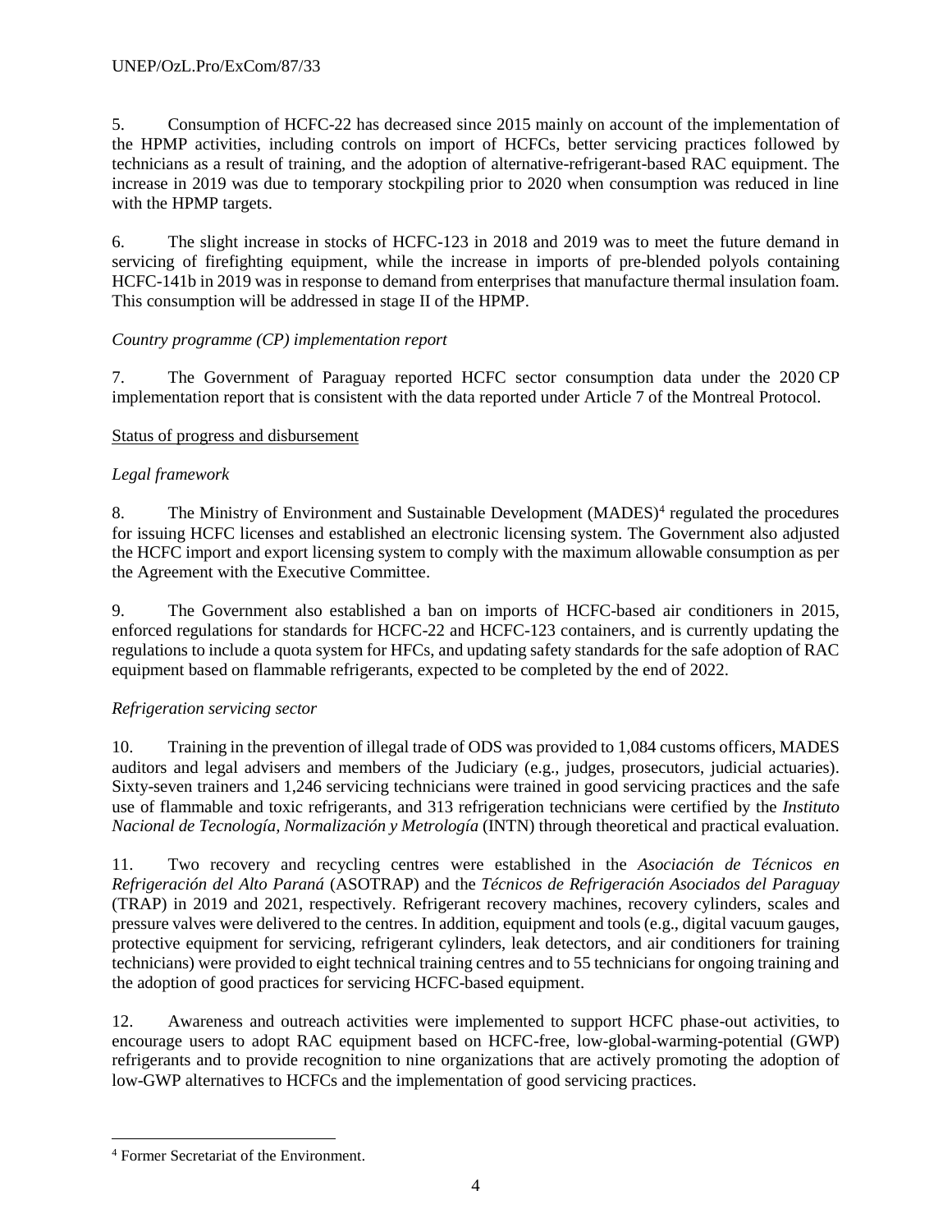5. Consumption of HCFC-22 has decreased since 2015 mainly on account of the implementation of the HPMP activities, including controls on import of HCFCs, better servicing practices followed by technicians as a result of training, and the adoption of alternative-refrigerant-based RAC equipment. The increase in 2019 was due to temporary stockpiling prior to 2020 when consumption was reduced in line with the HPMP targets.

6. The slight increase in stocks of HCFC-123 in 2018 and 2019 was to meet the future demand in servicing of firefighting equipment, while the increase in imports of pre-blended polyols containing HCFC-141b in 2019 was in response to demand from enterprises that manufacture thermal insulation foam. This consumption will be addressed in stage II of the HPMP.

*Country programme (CP) implementation report*

7. The Government of Paraguay reported HCFC sector consumption data under the 2020 CP implementation report that is consistent with the data reported under Article 7 of the Montreal Protocol.

Status of progress and disbursement

*Legal framework*

8. The Ministry of Environment and Sustainable Development (MADES)[4] regulated the procedures for issuing HCFC licenses and established an electronic licensing system. The Government also adjusted the HCFC import and export licensing system to comply with the maximum allowable consumption as per the Agreement with the Executive Committee.

9. The Government also established a ban on imports of HCFC-based air conditioners in 2015, enforced regulations for standards for HCFC-22 and HCFC-123 containers, and is currently updating the regulations to include a quota system for HFCs, and updating safety standards for the safe adoption of RAC equipment based on flammable refrigerants, expected to be completed by the end of 2022.

*Refrigeration servicing sector*

10. Training in the prevention of illegal trade of ODS was provided to 1,084 customs officers, MADES auditors and legal advisers and members of the Judiciary (e.g., judges, prosecutors, judicial actuaries). Sixty-seven trainers and 1,246 servicing technicians were trained in good servicing practices and the safe use of flammable and toxic refrigerants, and 313 refrigeration technicians were certified by the *Instituto Nacional de Tecnología, Normalización y Metrología* (INTN) through theoretical and practical evaluation.

11. Two recovery and recycling centres were established in the *Asociación de Técnicos en Refrigeración del Alto Paraná* (ASOTRAP) and the *Técnicos de Refrigeración Asociados del Paraguay* (TRAP) in 2019 and 2021, respectively. Refrigerant recovery machines, recovery cylinders, scales and pressure valves were delivered to the centres. In addition, equipment and tools (e.g., digital vacuum gauges, protective equipment for servicing, refrigerant cylinders, leak detectors, and air conditioners for training technicians) were provided to eight technical training centres and to 55 technicians for ongoing training and the adoption of good practices for servicing HCFC-based equipment.

12. Awareness and outreach activities were implemented to support HCFC phase-out activities, to encourage users to adopt RAC equipment based on HCFC-free, low-global-warming-potential (GWP) refrigerants and to provide recognition to nine organizations that are actively promoting the adoption of low-GWP alternatives to HCFCs and the implementation of good servicing practices.

---

[4] Former Secretariat of the Environment.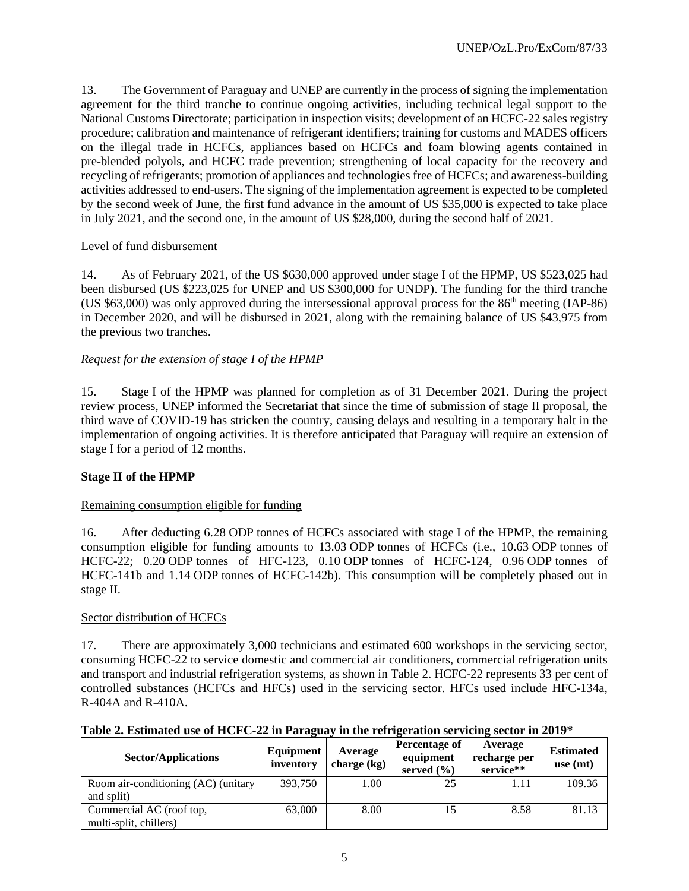13. The Government of Paraguay and UNEP are currently in the process of signing the implementation agreement for the third tranche to continue ongoing activities, including technical legal support to the National Customs Directorate; participation in inspection visits; development of an HCFC-22 sales registry procedure; calibration and maintenance of refrigerant identifiers; training for customs and MADES officers on the illegal trade in HCFCs, appliances based on HCFCs and foam blowing agents contained in pre-blended polyols, and HCFC trade prevention; strengthening of local capacity for the recovery and recycling of refrigerants; promotion of appliances and technologies free of HCFCs; and awareness-building activities addressed to end-users. The signing of the implementation agreement is expected to be completed by the second week of June, the first fund advance in the amount of US $35,000 is expected to take place in July 2021, and the second one, in the amount of US $28,000, during the second half of 2021.

Level of fund disbursement

14. As of February 2021, of the US $630,000 approved under stage I of the HPMP, US $523,025 had been disbursed (US $223,025 for UNEP and US $300,000 for UNDP). The funding for the third tranche (US $63,000) was only approved during the intersessional approval process for the 86th meeting (IAP-86) in December 2020, and will be disbursed in 2021, along with the remaining balance of US $43,975 from the previous two tranches.

*Request for the extension of stage I of the HPMP*

15. Stage I of the HPMP was planned for completion as of 31 December 2021. During the project review process, UNEP informed the Secretariat that since the time of submission of stage II proposal, the third wave of COVID-19 has stricken the country, causing delays and resulting in a temporary halt in the implementation of ongoing activities. It is therefore anticipated that Paraguay will require an extension of stage I for a period of 12 months.

**Stage II of the HPMP**

Remaining consumption eligible for funding

16. After deducting 6.28 ODP tonnes of HCFCs associated with stage I of the HPMP, the remaining consumption eligible for funding amounts to 13.03 ODP tonnes of HCFCs (i.e., 10.63 ODP tonnes of HCFC-22; 0.20 ODP tonnes of HFC-123, 0.10 ODP tonnes of HCFC-124, 0.96 ODP tonnes of HCFC-141b and 1.14 ODP tonnes of HCFC-142b). This consumption will be completely phased out in stage II.

Sector distribution of HCFCs

17. There are approximately 3,000 technicians and estimated 600 workshops in the servicing sector, consuming HCFC-22 to service domestic and commercial air conditioners, commercial refrigeration units and transport and industrial refrigeration systems, as shown in Table 2. HCFC-22 represents 33 per cent of controlled substances (HCFCs and HFCs) used in the servicing sector. HFCs used include HFC-134a, R-404A and R-410A.

**Table 2. Estimated use of HCFC-22 in Paraguay in the refrigeration servicing sector in 2019***

| Sector/Applications | Equipment inventory | Average charge (kg) | Percentage of equipment served (%) | Average recharge per service** | Estimated use (mt) |
|---|---|---|---|---|---|
| Room air-conditioning (AC) (unitary and split) | 393,750 | 1.00 | 25 | 1.11 | 109.36 |
| Commercial AC (roof top, multi-split, chillers) | 63,000 | 8.00 | 15 | 8.58 | 81.13 |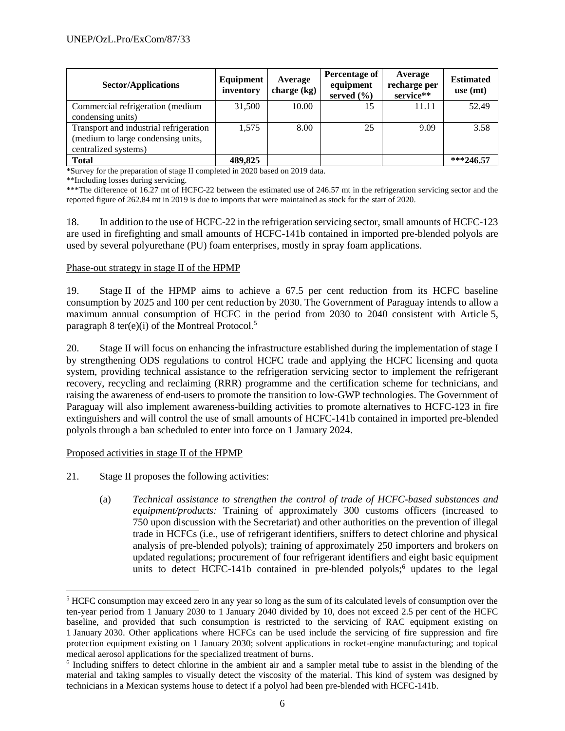| Sector/Applications | Equipment inventory | Average charge (kg) | Percentage of equipment served (%) | Average recharge per service** | Estimated use (mt) |
|---|---|---|---|---|---|
| Commercial refrigeration (medium condensing units) | 31,500 | 10.00 | 15 | 11.11 | 52.49 |
| Transport and industrial refrigeration (medium to large condensing units, centralized systems) | 1,575 | 8.00 | 25 | 9.09 | 3.58 |
| **Total** | **489,825** | | | | **\*\*\*246.57** |

*Survey for the preparation of stage II completed in 2020 based on 2019 data.

**Including losses during servicing.

***The difference of 16.27 mt of HCFC-22 between the estimated use of 246.57 mt in the refrigeration servicing sector and the reported figure of 262.84 mt in 2019 is due to imports that were maintained as stock for the start of 2020.

18. In addition to the use of HCFC-22 in the refrigeration servicing sector, small amounts of HCFC-123 are used in firefighting and small amounts of HCFC-141b contained in imported pre-blended polyols are used by several polyurethane (PU) foam enterprises, mostly in spray foam applications.

Phase-out strategy in stage II of the HPMP

19. Stage II of the HPMP aims to achieve a 67.5 per cent reduction from its HCFC baseline consumption by 2025 and 100 per cent reduction by 2030. The Government of Paraguay intends to allow a maximum annual consumption of HCFC in the period from 2030 to 2040 consistent with Article 5, paragraph 8 ter(e)(i) of the Montreal Protocol.[5]

20. Stage II will focus on enhancing the infrastructure established during the implementation of stage I by strengthening ODS regulations to control HCFC trade and applying the HCFC licensing and quota system, providing technical assistance to the refrigeration servicing sector to implement the refrigerant recovery, recycling and reclaiming (RRR) programme and the certification scheme for technicians, and raising the awareness of end-users to promote the transition to low-GWP technologies. The Government of Paraguay will also implement awareness-building activities to promote alternatives to HCFC-123 in fire extinguishers and will control the use of small amounts of HCFC-141b contained in imported pre-blended polyols through a ban scheduled to enter into force on 1 January 2024.

Proposed activities in stage II of the HPMP

21. Stage II proposes the following activities:

(a) *Technical assistance to strengthen the control of trade of HCFC-based substances and equipment/products:* Training of approximately 300 customs officers (increased to 750 upon discussion with the Secretariat) and other authorities on the prevention of illegal trade in HCFCs (i.e., use of refrigerant identifiers, sniffers to detect chlorine and physical analysis of pre-blended polyols); training of approximately 250 importers and brokers on updated regulations; procurement of four refrigerant identifiers and eight basic equipment units to detect HCFC-141b contained in pre-blended polyols;[6] updates to the legal

---

[5] HCFC consumption may exceed zero in any year so long as the sum of its calculated levels of consumption over the ten-year period from 1 January 2030 to 1 January 2040 divided by 10, does not exceed 2.5 per cent of the HCFC baseline, and provided that such consumption is restricted to the servicing of RAC equipment existing on 1 January 2030. Other applications where HCFCs can be used include the servicing of fire suppression and fire protection equipment existing on 1 January 2030; solvent applications in rocket-engine manufacturing; and topical medical aerosol applications for the specialized treatment of burns.

[6] Including sniffers to detect chlorine in the ambient air and a sampler metal tube to assist in the blending of the material and taking samples to visually detect the viscosity of the material. This kind of system was designed by technicians in a Mexican systems house to detect if a polyol had been pre-blended with HCFC-141b.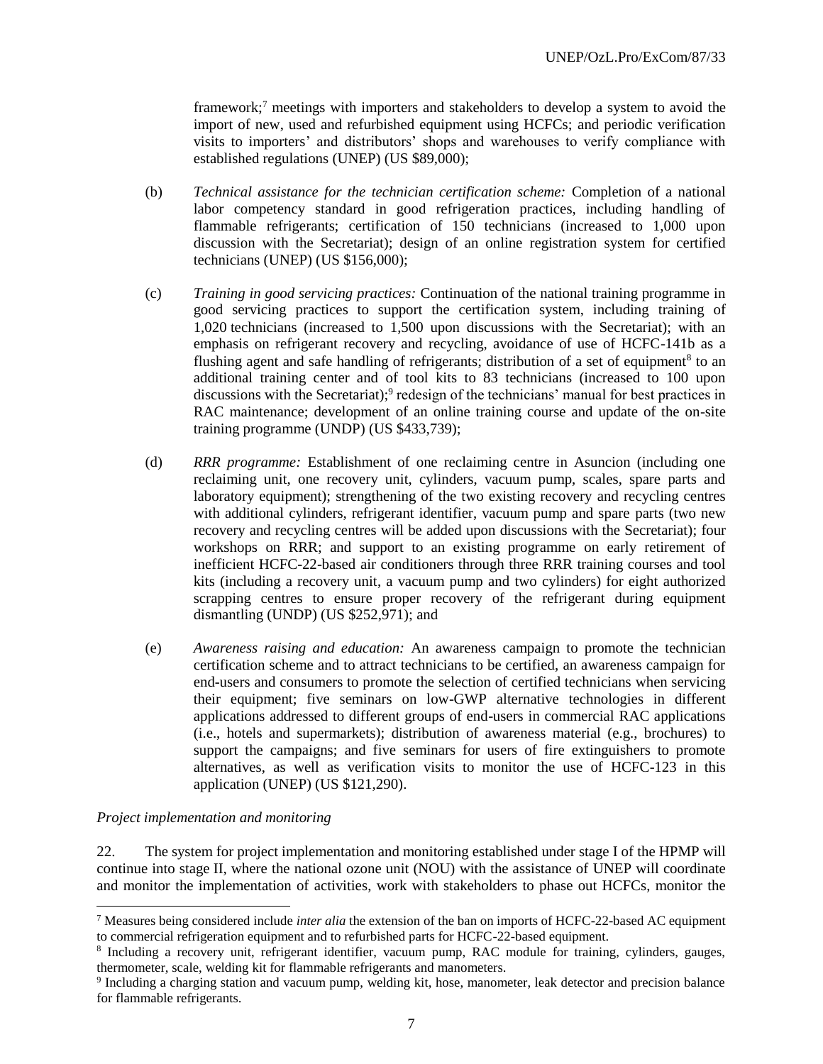framework;[7] meetings with importers and stakeholders to develop a system to avoid the import of new, used and refurbished equipment using HCFCs; and periodic verification visits to importers' and distributors' shops and warehouses to verify compliance with established regulations (UNEP) (US $89,000);

(b) *Technical assistance for the technician certification scheme:* Completion of a national labor competency standard in good refrigeration practices, including handling of flammable refrigerants; certification of 150 technicians (increased to 1,000 upon discussion with the Secretariat); design of an online registration system for certified technicians (UNEP) (US $156,000);

(c) *Training in good servicing practices:* Continuation of the national training programme in good servicing practices to support the certification system, including training of 1,020 technicians (increased to 1,500 upon discussions with the Secretariat); with an emphasis on refrigerant recovery and recycling, avoidance of use of HCFC-141b as a flushing agent and safe handling of refrigerants; distribution of a set of equipment[8] to an additional training center and of tool kits to 83 technicians (increased to 100 upon discussions with the Secretariat);[9] redesign of the technicians' manual for best practices in RAC maintenance; development of an online training course and update of the on-site training programme (UNDP) (US $433,739);

(d) *RRR programme:* Establishment of one reclaiming centre in Asuncion (including one reclaiming unit, one recovery unit, cylinders, vacuum pump, scales, spare parts and laboratory equipment); strengthening of the two existing recovery and recycling centres with additional cylinders, refrigerant identifier, vacuum pump and spare parts (two new recovery and recycling centres will be added upon discussions with the Secretariat); four workshops on RRR; and support to an existing programme on early retirement of inefficient HCFC-22-based air conditioners through three RRR training courses and tool kits (including a recovery unit, a vacuum pump and two cylinders) for eight authorized scrapping centres to ensure proper recovery of the refrigerant during equipment dismantling (UNDP) (US $252,971); and

(e) *Awareness raising and education:* An awareness campaign to promote the technician certification scheme and to attract technicians to be certified, an awareness campaign for end-users and consumers to promote the selection of certified technicians when servicing their equipment; five seminars on low-GWP alternative technologies in different applications addressed to different groups of end-users in commercial RAC applications (i.e., hotels and supermarkets); distribution of awareness material (e.g., brochures) to support the campaigns; and five seminars for users of fire extinguishers to promote alternatives, as well as verification visits to monitor the use of HCFC-123 in this application (UNEP) (US $121,290).

*Project implementation and monitoring*

22. The system for project implementation and monitoring established under stage I of the HPMP will continue into stage II, where the national ozone unit (NOU) with the assistance of UNEP will coordinate and monitor the implementation of activities, work with stakeholders to phase out HCFCs, monitor the

---

[7] Measures being considered include *inter alia* the extension of the ban on imports of HCFC-22-based AC equipment to commercial refrigeration equipment and to refurbished parts for HCFC-22-based equipment.

[8] Including a recovery unit, refrigerant identifier, vacuum pump, RAC module for training, cylinders, gauges, thermometer, scale, welding kit for flammable refrigerants and manometers.

[9] Including a charging station and vacuum pump, welding kit, hose, manometer, leak detector and precision balance for flammable refrigerants.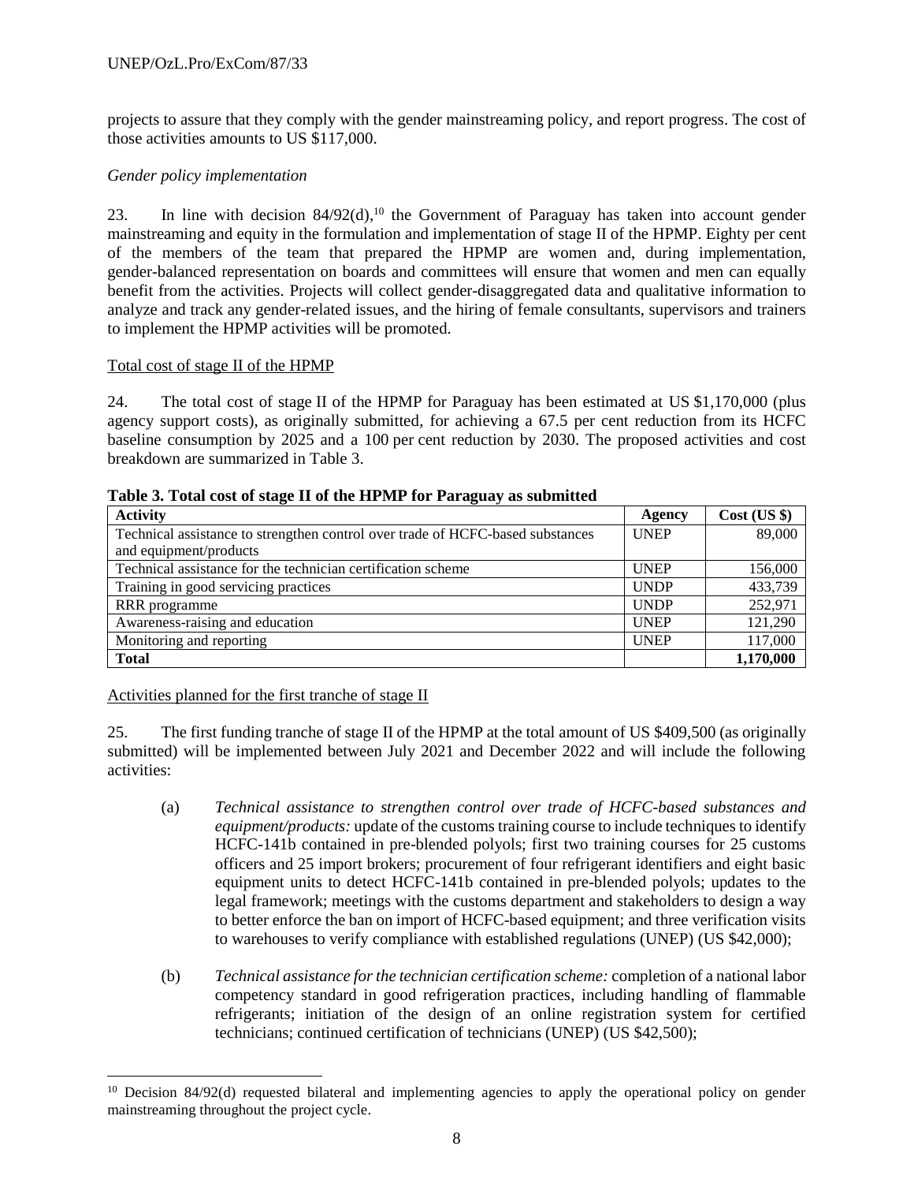projects to assure that they comply with the gender mainstreaming policy, and report progress. The cost of those activities amounts to US $117,000.

*Gender policy implementation*

23. In line with decision 84/92(d),[10] the Government of Paraguay has taken into account gender mainstreaming and equity in the formulation and implementation of stage II of the HPMP. Eighty per cent of the members of the team that prepared the HPMP are women and, during implementation, gender-balanced representation on boards and committees will ensure that women and men can equally benefit from the activities. Projects will collect gender-disaggregated data and qualitative information to analyze and track any gender-related issues, and the hiring of female consultants, supervisors and trainers to implement the HPMP activities will be promoted.

Total cost of stage II of the HPMP

24. The total cost of stage II of the HPMP for Paraguay has been estimated at US $1,170,000 (plus agency support costs), as originally submitted, for achieving a 67.5 per cent reduction from its HCFC baseline consumption by 2025 and a 100 per cent reduction by 2030. The proposed activities and cost breakdown are summarized in Table 3.

**Table 3. Total cost of stage II of the HPMP for Paraguay as submitted**

| Activity | Agency | Cost (US $) |
|---|---|---|
| Technical assistance to strengthen control over trade of HCFC-based substances and equipment/products | UNEP | 89,000 |
| Technical assistance for the technician certification scheme | UNEP | 156,000 |
| Training in good servicing practices | UNDP | 433,739 |
| RRR programme | UNDP | 252,971 |
| Awareness-raising and education | UNEP | 121,290 |
| Monitoring and reporting | UNEP | 117,000 |
| **Total** | | **1,170,000** |

Activities planned for the first tranche of stage II

25. The first funding tranche of stage II of the HPMP at the total amount of US $409,500 (as originally submitted) will be implemented between July 2021 and December 2022 and will include the following activities:

(a) *Technical assistance to strengthen control over trade of HCFC-based substances and equipment/products:* update of the customs training course to include techniques to identify HCFC-141b contained in pre-blended polyols; first two training courses for 25 customs officers and 25 import brokers; procurement of four refrigerant identifiers and eight basic equipment units to detect HCFC-141b contained in pre-blended polyols; updates to the legal framework; meetings with the customs department and stakeholders to design a way to better enforce the ban on import of HCFC-based equipment; and three verification visits to warehouses to verify compliance with established regulations (UNEP) (US $42,000);

(b) *Technical assistance for the technician certification scheme:* completion of a national labor competency standard in good refrigeration practices, including handling of flammable refrigerants; initiation of the design of an online registration system for certified technicians; continued certification of technicians (UNEP) (US $42,500);

[10] Decision 84/92(d) requested bilateral and implementing agencies to apply the operational policy on gender mainstreaming throughout the project cycle.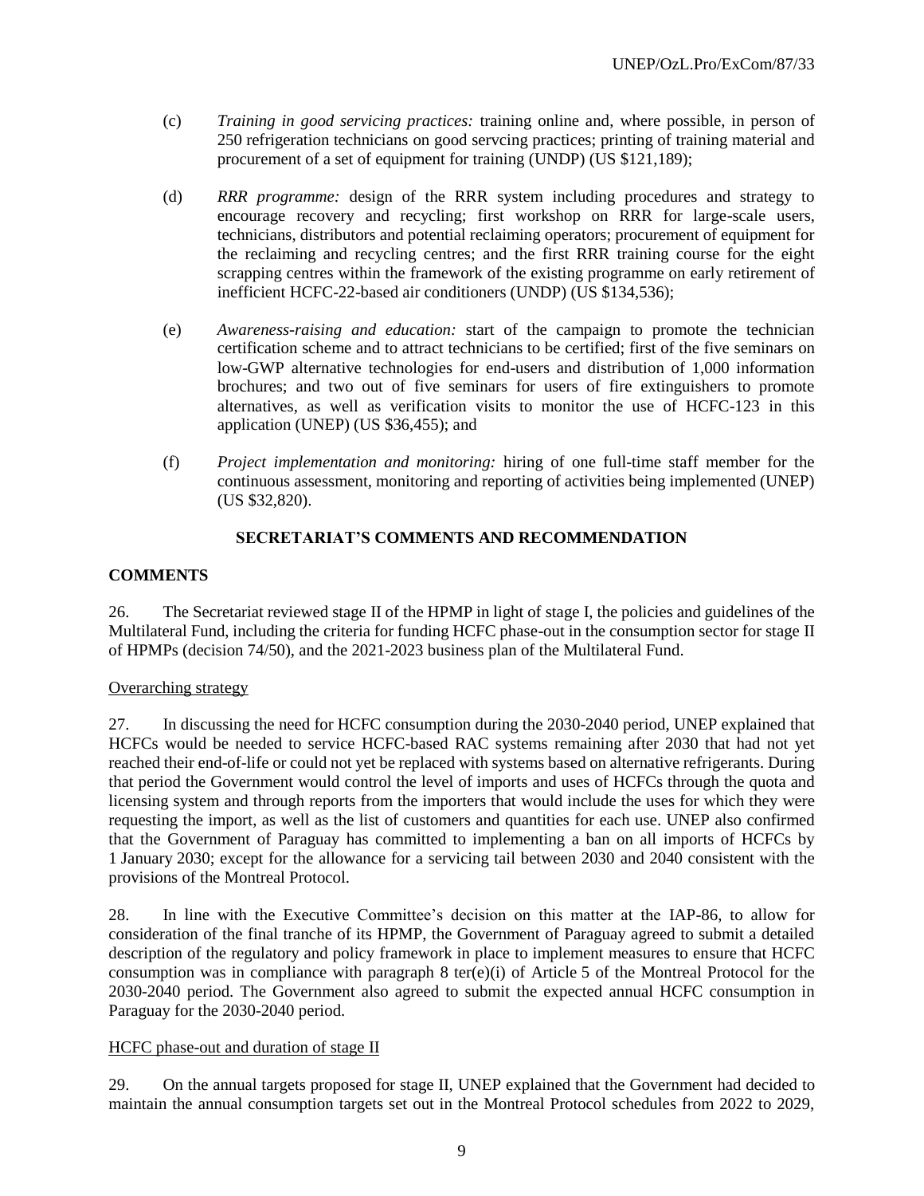(c) *Training in good servicing practices:* training online and, where possible, in person of 250 refrigeration technicians on good servcing practices; printing of training material and procurement of a set of equipment for training (UNDP) (US $121,189);

(d) *RRR programme:* design of the RRR system including procedures and strategy to encourage recovery and recycling; first workshop on RRR for large-scale users, technicians, distributors and potential reclaiming operators; procurement of equipment for the reclaiming and recycling centres; and the first RRR training course for the eight scrapping centres within the framework of the existing programme on early retirement of inefficient HCFC-22-based air conditioners (UNDP) (US $134,536);

(e) *Awareness-raising and education:* start of the campaign to promote the technician certification scheme and to attract technicians to be certified; first of the five seminars on low-GWP alternative technologies for end-users and distribution of 1,000 information brochures; and two out of five seminars for users of fire extinguishers to promote alternatives, as well as verification visits to monitor the use of HCFC-123 in this application (UNEP) (US $36,455); and

(f) *Project implementation and monitoring:* hiring of one full-time staff member for the continuous assessment, monitoring and reporting of activities being implemented (UNEP) (US $32,820).

## SECRETARIAT'S COMMENTS AND RECOMMENDATION

### COMMENTS

26. The Secretariat reviewed stage II of the HPMP in light of stage I, the policies and guidelines of the Multilateral Fund, including the criteria for funding HCFC phase-out in the consumption sector for stage II of HPMPs (decision 74/50), and the 2021-2023 business plan of the Multilateral Fund.

Overarching strategy

27. In discussing the need for HCFC consumption during the 2030-2040 period, UNEP explained that HCFCs would be needed to service HCFC-based RAC systems remaining after 2030 that had not yet reached their end-of-life or could not yet be replaced with systems based on alternative refrigerants. During that period the Government would control the level of imports and uses of HCFCs through the quota and licensing system and through reports from the importers that would include the uses for which they were requesting the import, as well as the list of customers and quantities for each use. UNEP also confirmed that the Government of Paraguay has committed to implementing a ban on all imports of HCFCs by 1 January 2030; except for the allowance for a servicing tail between 2030 and 2040 consistent with the provisions of the Montreal Protocol.

28. In line with the Executive Committee's decision on this matter at the IAP-86, to allow for consideration of the final tranche of its HPMP, the Government of Paraguay agreed to submit a detailed description of the regulatory and policy framework in place to implement measures to ensure that HCFC consumption was in compliance with paragraph 8 ter(e)(i) of Article 5 of the Montreal Protocol for the 2030-2040 period. The Government also agreed to submit the expected annual HCFC consumption in Paraguay for the 2030-2040 period.

HCFC phase-out and duration of stage II

29. On the annual targets proposed for stage II, UNEP explained that the Government had decided to maintain the annual consumption targets set out in the Montreal Protocol schedules from 2022 to 2029,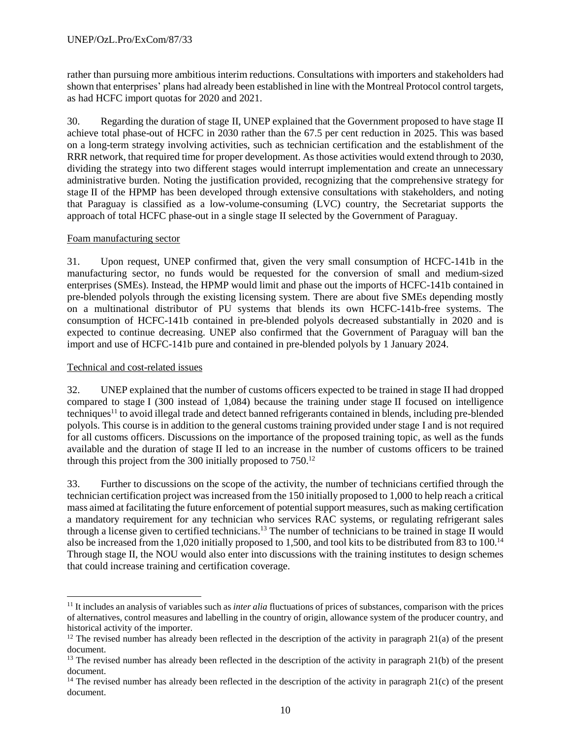rather than pursuing more ambitious interim reductions. Consultations with importers and stakeholders had shown that enterprises' plans had already been established in line with the Montreal Protocol control targets, as had HCFC import quotas for 2020 and 2021.

30. Regarding the duration of stage II, UNEP explained that the Government proposed to have stage II achieve total phase-out of HCFC in 2030 rather than the 67.5 per cent reduction in 2025. This was based on a long-term strategy involving activities, such as technician certification and the establishment of the RRR network, that required time for proper development. As those activities would extend through to 2030, dividing the strategy into two different stages would interrupt implementation and create an unnecessary administrative burden. Noting the justification provided, recognizing that the comprehensive strategy for stage II of the HPMP has been developed through extensive consultations with stakeholders, and noting that Paraguay is classified as a low-volume-consuming (LVC) country, the Secretariat supports the approach of total HCFC phase-out in a single stage II selected by the Government of Paraguay.

Foam manufacturing sector

31. Upon request, UNEP confirmed that, given the very small consumption of HCFC-141b in the manufacturing sector, no funds would be requested for the conversion of small and medium-sized enterprises (SMEs). Instead, the HPMP would limit and phase out the imports of HCFC-141b contained in pre-blended polyols through the existing licensing system. There are about five SMEs depending mostly on a multinational distributor of PU systems that blends its own HCFC-141b-free systems. The consumption of HCFC-141b contained in pre-blended polyols decreased substantially in 2020 and is expected to continue decreasing. UNEP also confirmed that the Government of Paraguay will ban the import and use of HCFC-141b pure and contained in pre-blended polyols by 1 January 2024.

Technical and cost-related issues

32. UNEP explained that the number of customs officers expected to be trained in stage II had dropped compared to stage I (300 instead of 1,084) because the training under stage II focused on intelligence techniques[11] to avoid illegal trade and detect banned refrigerants contained in blends, including pre-blended polyols. This course is in addition to the general customs training provided under stage I and is not required for all customs officers. Discussions on the importance of the proposed training topic, as well as the funds available and the duration of stage II led to an increase in the number of customs officers to be trained through this project from the 300 initially proposed to 750.[12]

33. Further to discussions on the scope of the activity, the number of technicians certified through the technician certification project was increased from the 150 initially proposed to 1,000 to help reach a critical mass aimed at facilitating the future enforcement of potential support measures, such as making certification a mandatory requirement for any technician who services RAC systems, or regulating refrigerant sales through a license given to certified technicians.[13] The number of technicians to be trained in stage II would also be increased from the 1,020 initially proposed to 1,500, and tool kits to be distributed from 83 to 100.[14] Through stage II, the NOU would also enter into discussions with the training institutes to design schemes that could increase training and certification coverage.

[11] It includes an analysis of variables such as *inter alia* fluctuations of prices of substances, comparison with the prices of alternatives, control measures and labelling in the country of origin, allowance system of the producer country, and historical activity of the importer.

[12] The revised number has already been reflected in the description of the activity in paragraph 21(a) of the present document.

[13] The revised number has already been reflected in the description of the activity in paragraph 21(b) of the present document.

[14] The revised number has already been reflected in the description of the activity in paragraph 21(c) of the present document.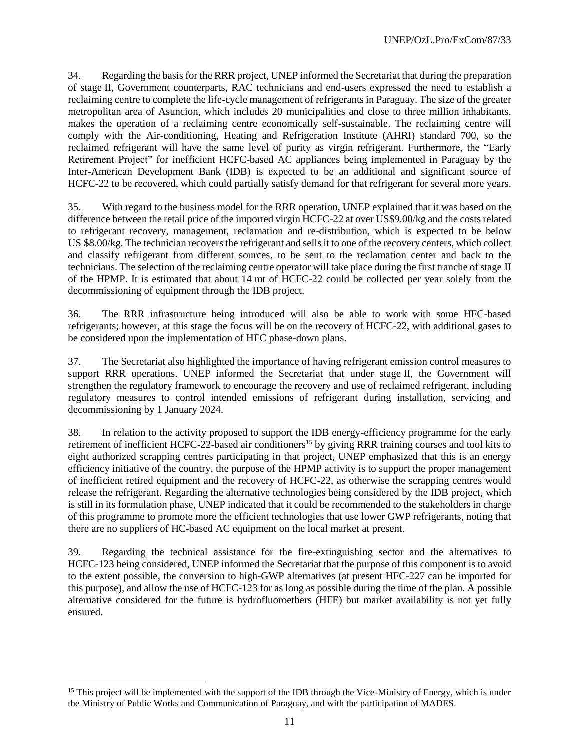34. Regarding the basis for the RRR project, UNEP informed the Secretariat that during the preparation of stage II, Government counterparts, RAC technicians and end-users expressed the need to establish a reclaiming centre to complete the life-cycle management of refrigerants in Paraguay. The size of the greater metropolitan area of Asuncion, which includes 20 municipalities and close to three million inhabitants, makes the operation of a reclaiming centre economically self-sustainable. The reclaiming centre will comply with the Air-conditioning, Heating and Refrigeration Institute (AHRI) standard 700, so the reclaimed refrigerant will have the same level of purity as virgin refrigerant. Furthermore, the "Early Retirement Project" for inefficient HCFC-based AC appliances being implemented in Paraguay by the Inter-American Development Bank (IDB) is expected to be an additional and significant source of HCFC-22 to be recovered, which could partially satisfy demand for that refrigerant for several more years.

35. With regard to the business model for the RRR operation, UNEP explained that it was based on the difference between the retail price of the imported virgin HCFC-22 at over US$9.00/kg and the costs related to refrigerant recovery, management, reclamation and re-distribution, which is expected to be below US $8.00/kg. The technician recovers the refrigerant and sells it to one of the recovery centers, which collect and classify refrigerant from different sources, to be sent to the reclamation center and back to the technicians. The selection of the reclaiming centre operator will take place during the first tranche of stage II of the HPMP. It is estimated that about 14 mt of HCFC-22 could be collected per year solely from the decommissioning of equipment through the IDB project.

36. The RRR infrastructure being introduced will also be able to work with some HFC-based refrigerants; however, at this stage the focus will be on the recovery of HCFC-22, with additional gases to be considered upon the implementation of HFC phase-down plans.

37. The Secretariat also highlighted the importance of having refrigerant emission control measures to support RRR operations. UNEP informed the Secretariat that under stage II, the Government will strengthen the regulatory framework to encourage the recovery and use of reclaimed refrigerant, including regulatory measures to control intended emissions of refrigerant during installation, servicing and decommissioning by 1 January 2024.

38. In relation to the activity proposed to support the IDB energy-efficiency programme for the early retirement of inefficient HCFC-22-based air conditioners[15] by giving RRR training courses and tool kits to eight authorized scrapping centres participating in that project, UNEP emphasized that this is an energy efficiency initiative of the country, the purpose of the HPMP activity is to support the proper management of inefficient retired equipment and the recovery of HCFC-22, as otherwise the scrapping centres would release the refrigerant. Regarding the alternative technologies being considered by the IDB project, which is still in its formulation phase, UNEP indicated that it could be recommended to the stakeholders in charge of this programme to promote more the efficient technologies that use lower GWP refrigerants, noting that there are no suppliers of HC-based AC equipment on the local market at present.

39. Regarding the technical assistance for the fire-extinguishing sector and the alternatives to HCFC-123 being considered, UNEP informed the Secretariat that the purpose of this component is to avoid to the extent possible, the conversion to high-GWP alternatives (at present HFC-227 can be imported for this purpose), and allow the use of HCFC-123 for as long as possible during the time of the plan. A possible alternative considered for the future is hydrofluoroethers (HFE) but market availability is not yet fully ensured.

---

[15] This project will be implemented with the support of the IDB through the Vice-Ministry of Energy, which is under the Ministry of Public Works and Communication of Paraguay, and with the participation of MADES.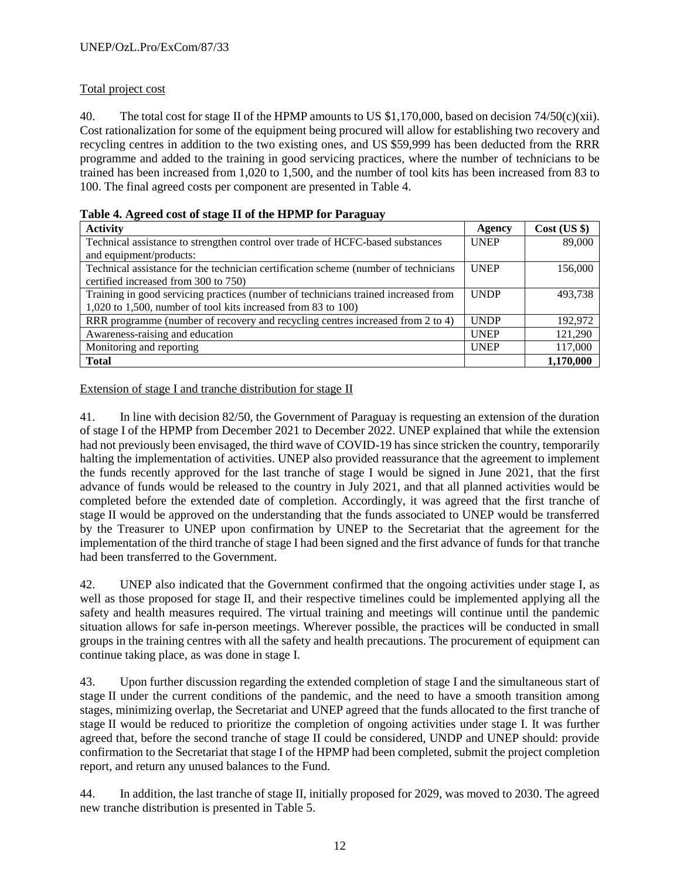Total project cost

40. The total cost for stage II of the HPMP amounts to US $1,170,000, based on decision 74/50(c)(xii). Cost rationalization for some of the equipment being procured will allow for establishing two recovery and recycling centres in addition to the two existing ones, and US $59,999 has been deducted from the RRR programme and added to the training in good servicing practices, where the number of technicians to be trained has been increased from 1,020 to 1,500, and the number of tool kits has been increased from 83 to 100. The final agreed costs per component are presented in Table 4.

**Table 4. Agreed cost of stage II of the HPMP for Paraguay**

| Activity | Agency | Cost (US $) |
|---|---|---|
| Technical assistance to strengthen control over trade of HCFC-based substances and equipment/products: | UNEP | 89,000 |
| Technical assistance for the technician certification scheme (number of technicians certified increased from 300 to 750) | UNEP | 156,000 |
| Training in good servicing practices (number of technicians trained increased from 1,020 to 1,500, number of tool kits increased from 83 to 100) | UNDP | 493,738 |
| RRR programme (number of recovery and recycling centres increased from 2 to 4) | UNDP | 192,972 |
| Awareness-raising and education | UNEP | 121,290 |
| Monitoring and reporting | UNEP | 117,000 |
| **Total** | | **1,170,000** |

Extension of stage I and tranche distribution for stage II

41. In line with decision 82/50, the Government of Paraguay is requesting an extension of the duration of stage I of the HPMP from December 2021 to December 2022. UNEP explained that while the extension had not previously been envisaged, the third wave of COVID-19 has since stricken the country, temporarily halting the implementation of activities. UNEP also provided reassurance that the agreement to implement the funds recently approved for the last tranche of stage I would be signed in June 2021, that the first advance of funds would be released to the country in July 2021, and that all planned activities would be completed before the extended date of completion. Accordingly, it was agreed that the first tranche of stage II would be approved on the understanding that the funds associated to UNEP would be transferred by the Treasurer to UNEP upon confirmation by UNEP to the Secretariat that the agreement for the implementation of the third tranche of stage I had been signed and the first advance of funds for that tranche had been transferred to the Government.

42. UNEP also indicated that the Government confirmed that the ongoing activities under stage I, as well as those proposed for stage II, and their respective timelines could be implemented applying all the safety and health measures required. The virtual training and meetings will continue until the pandemic situation allows for safe in-person meetings. Wherever possible, the practices will be conducted in small groups in the training centres with all the safety and health precautions. The procurement of equipment can continue taking place, as was done in stage I.

43. Upon further discussion regarding the extended completion of stage I and the simultaneous start of stage II under the current conditions of the pandemic, and the need to have a smooth transition among stages, minimizing overlap, the Secretariat and UNEP agreed that the funds allocated to the first tranche of stage II would be reduced to prioritize the completion of ongoing activities under stage I. It was further agreed that, before the second tranche of stage II could be considered, UNDP and UNEP should: provide confirmation to the Secretariat that stage I of the HPMP had been completed, submit the project completion report, and return any unused balances to the Fund.

44. In addition, the last tranche of stage II, initially proposed for 2029, was moved to 2030. The agreed new tranche distribution is presented in Table 5.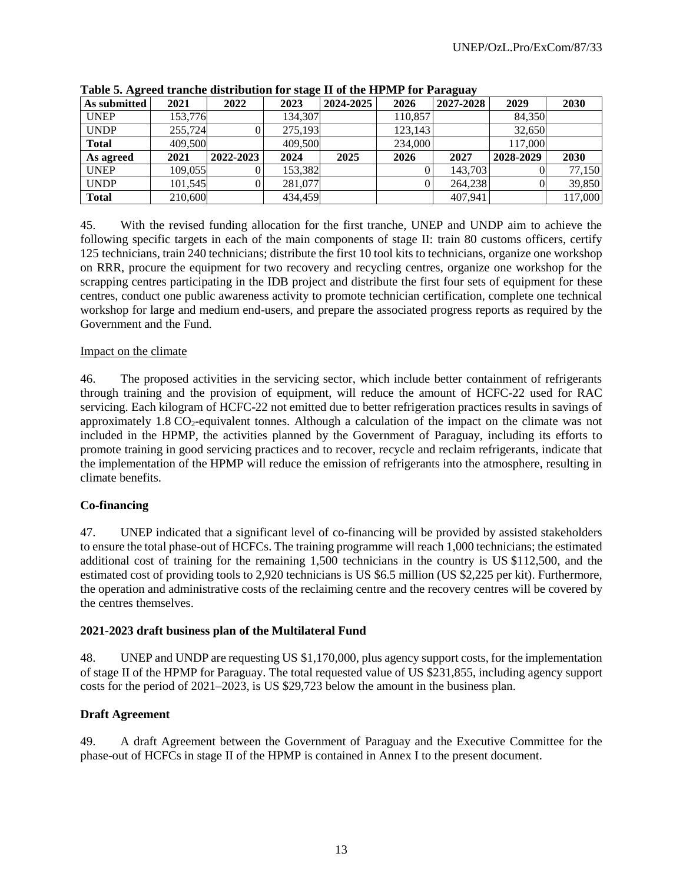**Table 5. Agreed tranche distribution for stage II of the HPMP for Paraguay**

| As submitted | 2021 | 2022 | 2023 | 2024-2025 | 2026 | 2027-2028 | 2029 | 2030 |
|---|---|---|---|---|---|---|---|---|
| UNEP | 153,776 | | 134,307 | | 110,857 | | 84,350 | |
| UNDP | 255,724 | 0 | 275,193 | | 123,143 | | 32,650 | |
| **Total** | 409,500 | | 409,500 | | 234,000 | | 117,000 | |
| **As agreed** | **2021** | **2022-2023** | **2024** | **2025** | **2026** | **2027** | **2028-2029** | **2030** |
| UNEP | 109,055 | 0 | 153,382 | | 0 | 143,703 | 0 | 77,150 |
| UNDP | 101,545 | 0 | 281,077 | | 0 | 264,238 | 0 | 39,850 |
| **Total** | 210,600 | | 434,459 | | | 407,941 | | 117,000 |

45. With the revised funding allocation for the first tranche, UNEP and UNDP aim to achieve the following specific targets in each of the main components of stage II: train 80 customs officers, certify 125 technicians, train 240 technicians; distribute the first 10 tool kits to technicians, organize one workshop on RRR, procure the equipment for two recovery and recycling centres, organize one workshop for the scrapping centres participating in the IDB project and distribute the first four sets of equipment for these centres, conduct one public awareness activity to promote technician certification, complete one technical workshop for large and medium end-users, and prepare the associated progress reports as required by the Government and the Fund.

Impact on the climate

46. The proposed activities in the servicing sector, which include better containment of refrigerants through training and the provision of equipment, will reduce the amount of HCFC-22 used for RAC servicing. Each kilogram of HCFC-22 not emitted due to better refrigeration practices results in savings of approximately 1.8 $CO_2$-equivalent tonnes. Although a calculation of the impact on the climate was not included in the HPMP, the activities planned by the Government of Paraguay, including its efforts to promote training in good servicing practices and to recover, recycle and reclaim refrigerants, indicate that the implementation of the HPMP will reduce the emission of refrigerants into the atmosphere, resulting in climate benefits.

**Co-financing**

47. UNEP indicated that a significant level of co-financing will be provided by assisted stakeholders to ensure the total phase-out of HCFCs. The training programme will reach 1,000 technicians; the estimated additional cost of training for the remaining 1,500 technicians in the country is US $112,500, and the estimated cost of providing tools to 2,920 technicians is US $6.5 million (US $2,225 per kit). Furthermore, the operation and administrative costs of the reclaiming centre and the recovery centres will be covered by the centres themselves.

**2021-2023 draft business plan of the Multilateral Fund**

48. UNEP and UNDP are requesting US $1,170,000, plus agency support costs, for the implementation of stage II of the HPMP for Paraguay. The total requested value of US $231,855, including agency support costs for the period of 2021–2023, is US $29,723 below the amount in the business plan.

**Draft Agreement**

49. A draft Agreement between the Government of Paraguay and the Executive Committee for the phase-out of HCFCs in stage II of the HPMP is contained in Annex I to the present document.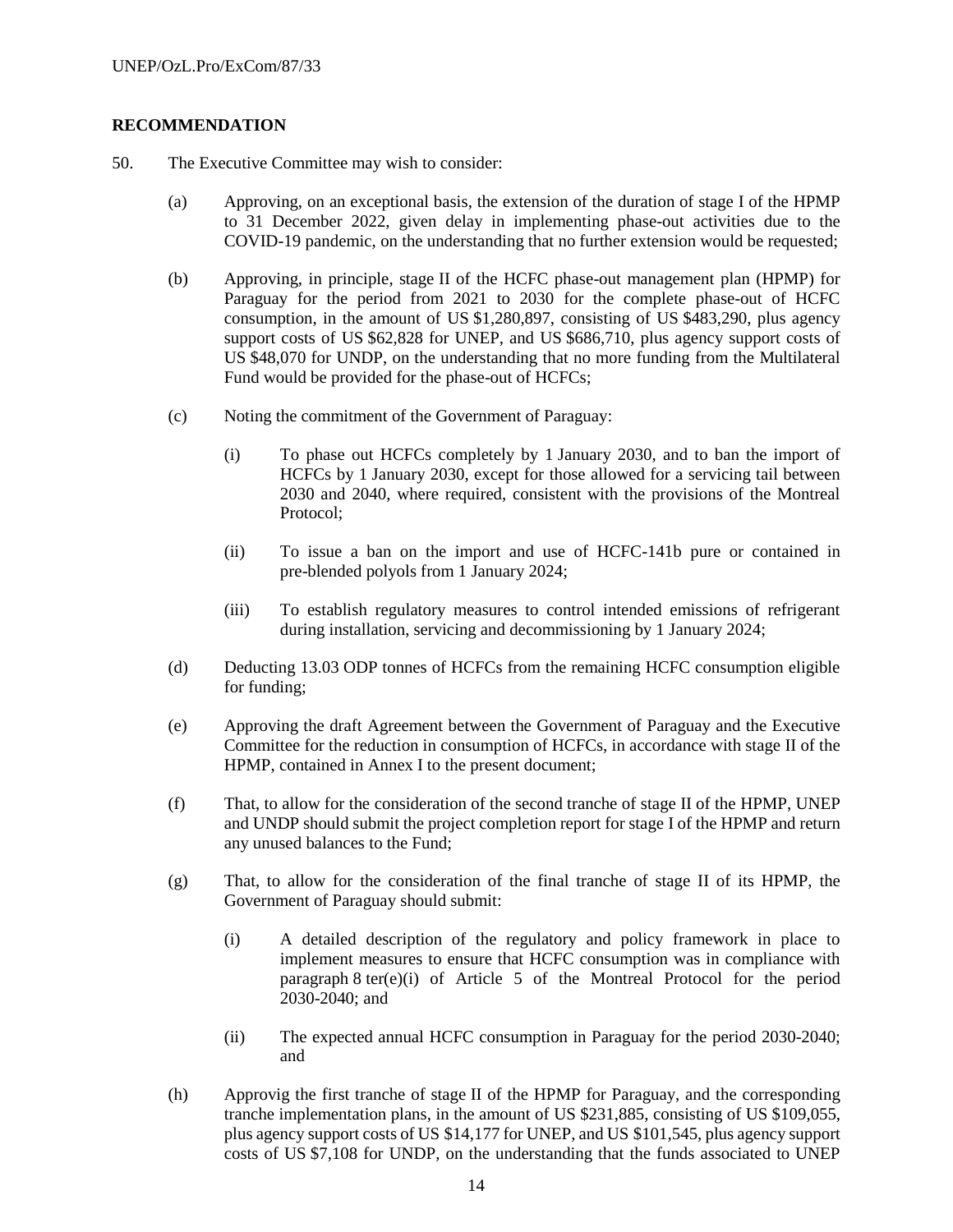## RECOMMENDATION

50. The Executive Committee may wish to consider:

(a) Approving, on an exceptional basis, the extension of the duration of stage I of the HPMP to 31 December 2022, given delay in implementing phase-out activities due to the COVID-19 pandemic, on the understanding that no further extension would be requested;

(b) Approving, in principle, stage II of the HCFC phase-out management plan (HPMP) for Paraguay for the period from 2021 to 2030 for the complete phase-out of HCFC consumption, in the amount of US $1,280,897, consisting of US $483,290, plus agency support costs of US $62,828 for UNEP, and US $686,710, plus agency support costs of US $48,070 for UNDP, on the understanding that no more funding from the Multilateral Fund would be provided for the phase-out of HCFCs;

(c) Noting the commitment of the Government of Paraguay:

   (i) To phase out HCFCs completely by 1 January 2030, and to ban the import of HCFCs by 1 January 2030, except for those allowed for a servicing tail between 2030 and 2040, where required, consistent with the provisions of the Montreal Protocol;

   (ii) To issue a ban on the import and use of HCFC-141b pure or contained in pre-blended polyols from 1 January 2024;

   (iii) To establish regulatory measures to control intended emissions of refrigerant during installation, servicing and decommissioning by 1 January 2024;

(d) Deducting 13.03 ODP tonnes of HCFCs from the remaining HCFC consumption eligible for funding;

(e) Approving the draft Agreement between the Government of Paraguay and the Executive Committee for the reduction in consumption of HCFCs, in accordance with stage II of the HPMP, contained in Annex I to the present document;

(f) That, to allow for the consideration of the second tranche of stage II of the HPMP, UNEP and UNDP should submit the project completion report for stage I of the HPMP and return any unused balances to the Fund;

(g) That, to allow for the consideration of the final tranche of stage II of its HPMP, the Government of Paraguay should submit:

   (i) A detailed description of the regulatory and policy framework in place to implement measures to ensure that HCFC consumption was in compliance with paragraph 8 ter(e)(i) of Article 5 of the Montreal Protocol for the period 2030-2040; and

   (ii) The expected annual HCFC consumption in Paraguay for the period 2030-2040; and

(h) Approvig the first tranche of stage II of the HPMP for Paraguay, and the corresponding tranche implementation plans, in the amount of US $231,885, consisting of US $109,055, plus agency support costs of US $14,177 for UNEP, and US $101,545, plus agency support costs of US $7,108 for UNDP, on the understanding that the funds associated to UNEP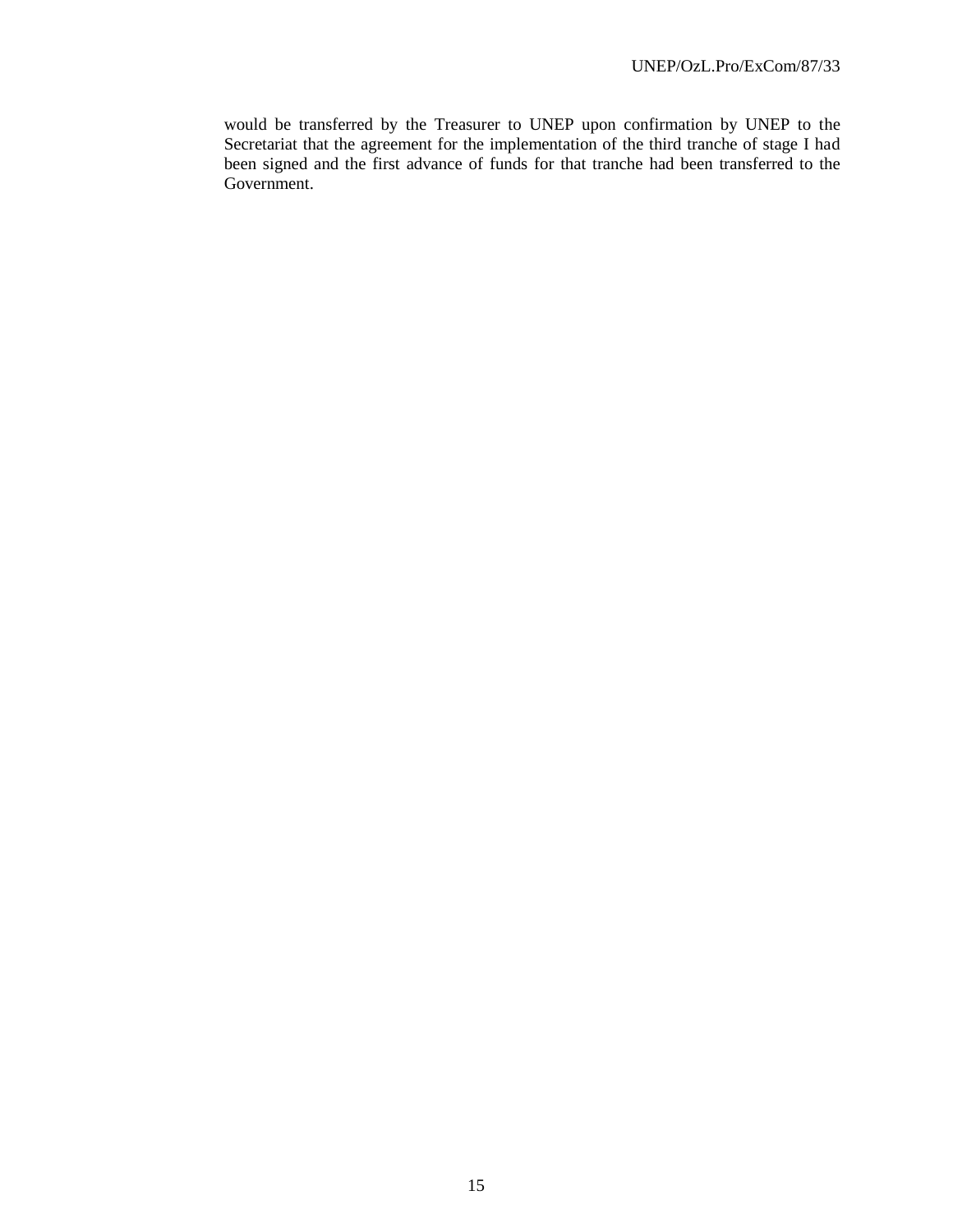would be transferred by the Treasurer to UNEP upon confirmation by UNEP to the Secretariat that the agreement for the implementation of the third tranche of stage I had been signed and the first advance of funds for that tranche had been transferred to the Government.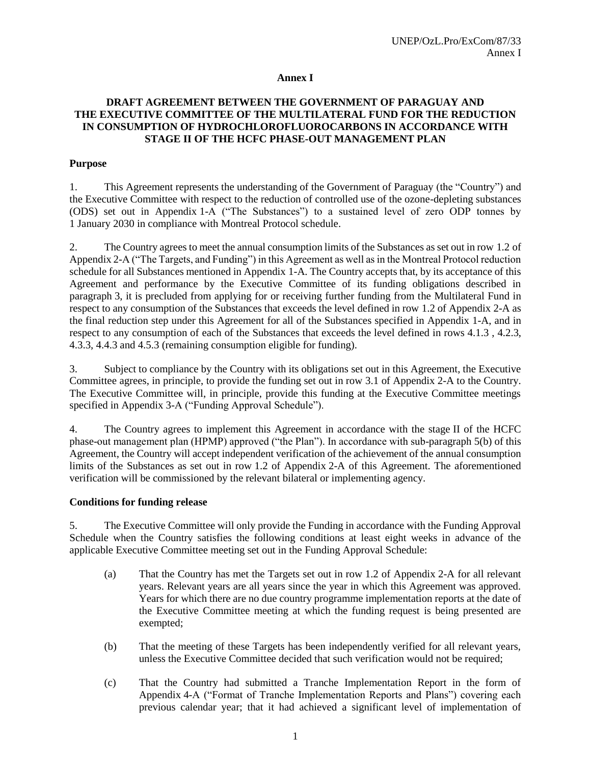## Annex I

### DRAFT AGREEMENT BETWEEN THE GOVERNMENT OF PARAGUAY AND THE EXECUTIVE COMMITTEE OF THE MULTILATERAL FUND FOR THE REDUCTION IN CONSUMPTION OF HYDROCHLOROFLUOROCARBONS IN ACCORDANCE WITH STAGE II OF THE HCFC PHASE-OUT MANAGEMENT PLAN

**Purpose**

1. This Agreement represents the understanding of the Government of Paraguay (the "Country") and the Executive Committee with respect to the reduction of controlled use of the ozone-depleting substances (ODS) set out in Appendix 1-A ("The Substances") to a sustained level of zero ODP tonnes by 1 January 2030 in compliance with Montreal Protocol schedule.

2. The Country agrees to meet the annual consumption limits of the Substances as set out in row 1.2 of Appendix 2-A ("The Targets, and Funding") in this Agreement as well as in the Montreal Protocol reduction schedule for all Substances mentioned in Appendix 1-A. The Country accepts that, by its acceptance of this Agreement and performance by the Executive Committee of its funding obligations described in paragraph 3, it is precluded from applying for or receiving further funding from the Multilateral Fund in respect to any consumption of the Substances that exceeds the level defined in row 1.2 of Appendix 2-A as the final reduction step under this Agreement for all of the Substances specified in Appendix 1-A, and in respect to any consumption of each of the Substances that exceeds the level defined in rows 4.1.3 , 4.2.3, 4.3.3, 4.4.3 and 4.5.3 (remaining consumption eligible for funding).

3. Subject to compliance by the Country with its obligations set out in this Agreement, the Executive Committee agrees, in principle, to provide the funding set out in row 3.1 of Appendix 2-A to the Country. The Executive Committee will, in principle, provide this funding at the Executive Committee meetings specified in Appendix 3-A ("Funding Approval Schedule").

4. The Country agrees to implement this Agreement in accordance with the stage II of the HCFC phase-out management plan (HPMP) approved ("the Plan"). In accordance with sub-paragraph 5(b) of this Agreement, the Country will accept independent verification of the achievement of the annual consumption limits of the Substances as set out in row 1.2 of Appendix 2-A of this Agreement. The aforementioned verification will be commissioned by the relevant bilateral or implementing agency.

**Conditions for funding release**

5. The Executive Committee will only provide the Funding in accordance with the Funding Approval Schedule when the Country satisfies the following conditions at least eight weeks in advance of the applicable Executive Committee meeting set out in the Funding Approval Schedule:

(a) That the Country has met the Targets set out in row 1.2 of Appendix 2-A for all relevant years. Relevant years are all years since the year in which this Agreement was approved. Years for which there are no due country programme implementation reports at the date of the Executive Committee meeting at which the funding request is being presented are exempted;

(b) That the meeting of these Targets has been independently verified for all relevant years, unless the Executive Committee decided that such verification would not be required;

(c) That the Country had submitted a Tranche Implementation Report in the form of Appendix 4-A ("Format of Tranche Implementation Reports and Plans") covering each previous calendar year; that it had achieved a significant level of implementation of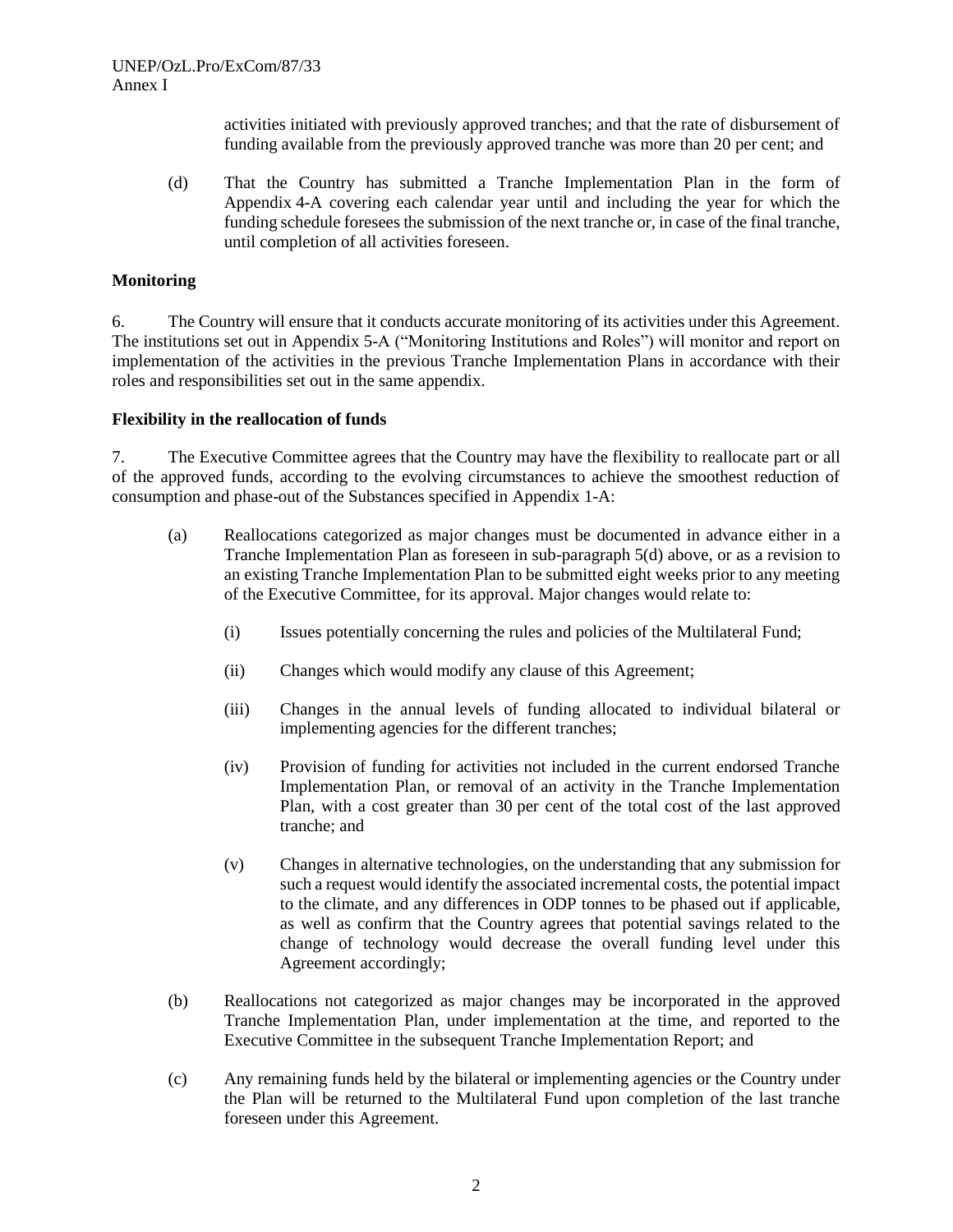activities initiated with previously approved tranches; and that the rate of disbursement of funding available from the previously approved tranche was more than 20 per cent; and

(d) That the Country has submitted a Tranche Implementation Plan in the form of Appendix 4-A covering each calendar year until and including the year for which the funding schedule foresees the submission of the next tranche or, in case of the final tranche, until completion of all activities foreseen.

**Monitoring**

6. The Country will ensure that it conducts accurate monitoring of its activities under this Agreement. The institutions set out in Appendix 5-A ("Monitoring Institutions and Roles") will monitor and report on implementation of the activities in the previous Tranche Implementation Plans in accordance with their roles and responsibilities set out in the same appendix.

**Flexibility in the reallocation of funds**

7. The Executive Committee agrees that the Country may have the flexibility to reallocate part or all of the approved funds, according to the evolving circumstances to achieve the smoothest reduction of consumption and phase-out of the Substances specified in Appendix 1-A:

(a) Reallocations categorized as major changes must be documented in advance either in a Tranche Implementation Plan as foreseen in sub-paragraph 5(d) above, or as a revision to an existing Tranche Implementation Plan to be submitted eight weeks prior to any meeting of the Executive Committee, for its approval. Major changes would relate to:

  (i) Issues potentially concerning the rules and policies of the Multilateral Fund;

  (ii) Changes which would modify any clause of this Agreement;

  (iii) Changes in the annual levels of funding allocated to individual bilateral or implementing agencies for the different tranches;

  (iv) Provision of funding for activities not included in the current endorsed Tranche Implementation Plan, or removal of an activity in the Tranche Implementation Plan, with a cost greater than 30 per cent of the total cost of the last approved tranche; and

  (v) Changes in alternative technologies, on the understanding that any submission for such a request would identify the associated incremental costs, the potential impact to the climate, and any differences in ODP tonnes to be phased out if applicable, as well as confirm that the Country agrees that potential savings related to the change of technology would decrease the overall funding level under this Agreement accordingly;

(b) Reallocations not categorized as major changes may be incorporated in the approved Tranche Implementation Plan, under implementation at the time, and reported to the Executive Committee in the subsequent Tranche Implementation Report; and

(c) Any remaining funds held by the bilateral or implementing agencies or the Country under the Plan will be returned to the Multilateral Fund upon completion of the last tranche foreseen under this Agreement.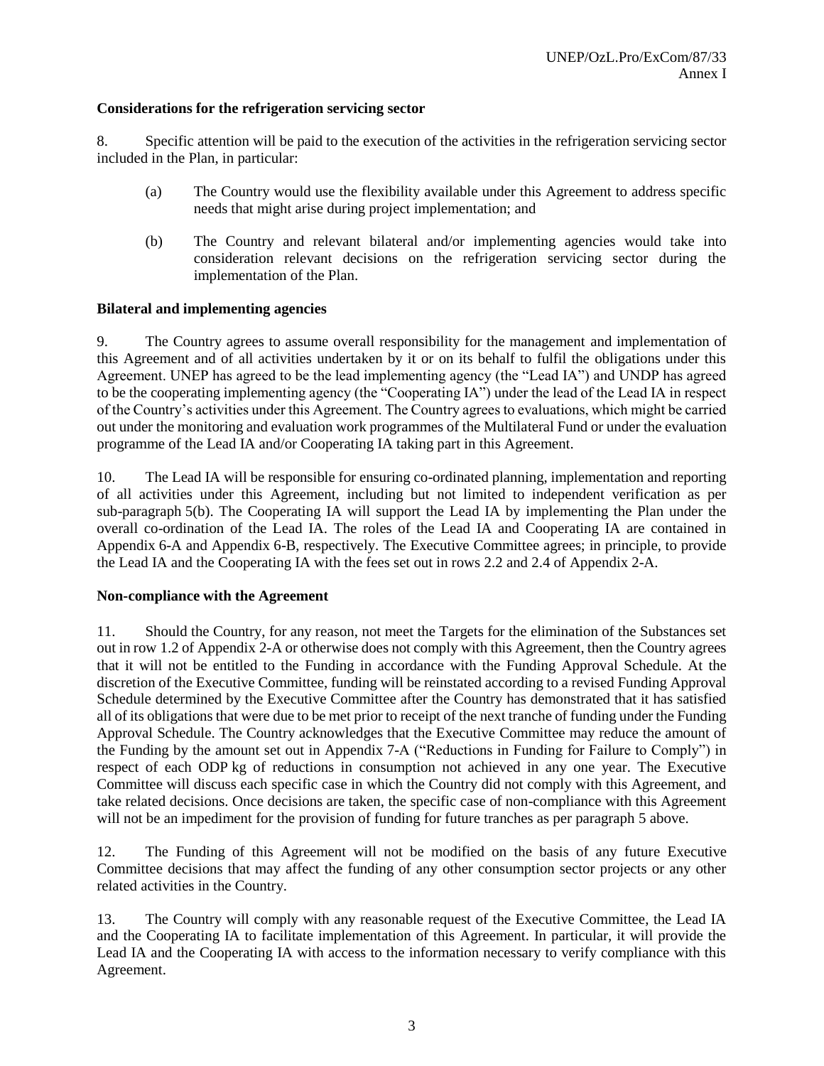**Considerations for the refrigeration servicing sector**

8. Specific attention will be paid to the execution of the activities in the refrigeration servicing sector included in the Plan, in particular:

(a) The Country would use the flexibility available under this Agreement to address specific needs that might arise during project implementation; and

(b) The Country and relevant bilateral and/or implementing agencies would take into consideration relevant decisions on the refrigeration servicing sector during the implementation of the Plan.

**Bilateral and implementing agencies**

9. The Country agrees to assume overall responsibility for the management and implementation of this Agreement and of all activities undertaken by it or on its behalf to fulfil the obligations under this Agreement. UNEP has agreed to be the lead implementing agency (the "Lead IA") and UNDP has agreed to be the cooperating implementing agency (the "Cooperating IA") under the lead of the Lead IA in respect of the Country's activities under this Agreement. The Country agrees to evaluations, which might be carried out under the monitoring and evaluation work programmes of the Multilateral Fund or under the evaluation programme of the Lead IA and/or Cooperating IA taking part in this Agreement.

10. The Lead IA will be responsible for ensuring co-ordinated planning, implementation and reporting of all activities under this Agreement, including but not limited to independent verification as per sub-paragraph 5(b). The Cooperating IA will support the Lead IA by implementing the Plan under the overall co-ordination of the Lead IA. The roles of the Lead IA and Cooperating IA are contained in Appendix 6-A and Appendix 6-B, respectively. The Executive Committee agrees; in principle, to provide the Lead IA and the Cooperating IA with the fees set out in rows 2.2 and 2.4 of Appendix 2-A.

**Non-compliance with the Agreement**

11. Should the Country, for any reason, not meet the Targets for the elimination of the Substances set out in row 1.2 of Appendix 2-A or otherwise does not comply with this Agreement, then the Country agrees that it will not be entitled to the Funding in accordance with the Funding Approval Schedule. At the discretion of the Executive Committee, funding will be reinstated according to a revised Funding Approval Schedule determined by the Executive Committee after the Country has demonstrated that it has satisfied all of its obligations that were due to be met prior to receipt of the next tranche of funding under the Funding Approval Schedule. The Country acknowledges that the Executive Committee may reduce the amount of the Funding by the amount set out in Appendix 7-A ("Reductions in Funding for Failure to Comply") in respect of each ODP kg of reductions in consumption not achieved in any one year. The Executive Committee will discuss each specific case in which the Country did not comply with this Agreement, and take related decisions. Once decisions are taken, the specific case of non-compliance with this Agreement will not be an impediment for the provision of funding for future tranches as per paragraph 5 above.

12. The Funding of this Agreement will not be modified on the basis of any future Executive Committee decisions that may affect the funding of any other consumption sector projects or any other related activities in the Country.

13. The Country will comply with any reasonable request of the Executive Committee, the Lead IA and the Cooperating IA to facilitate implementation of this Agreement. In particular, it will provide the Lead IA and the Cooperating IA with access to the information necessary to verify compliance with this Agreement.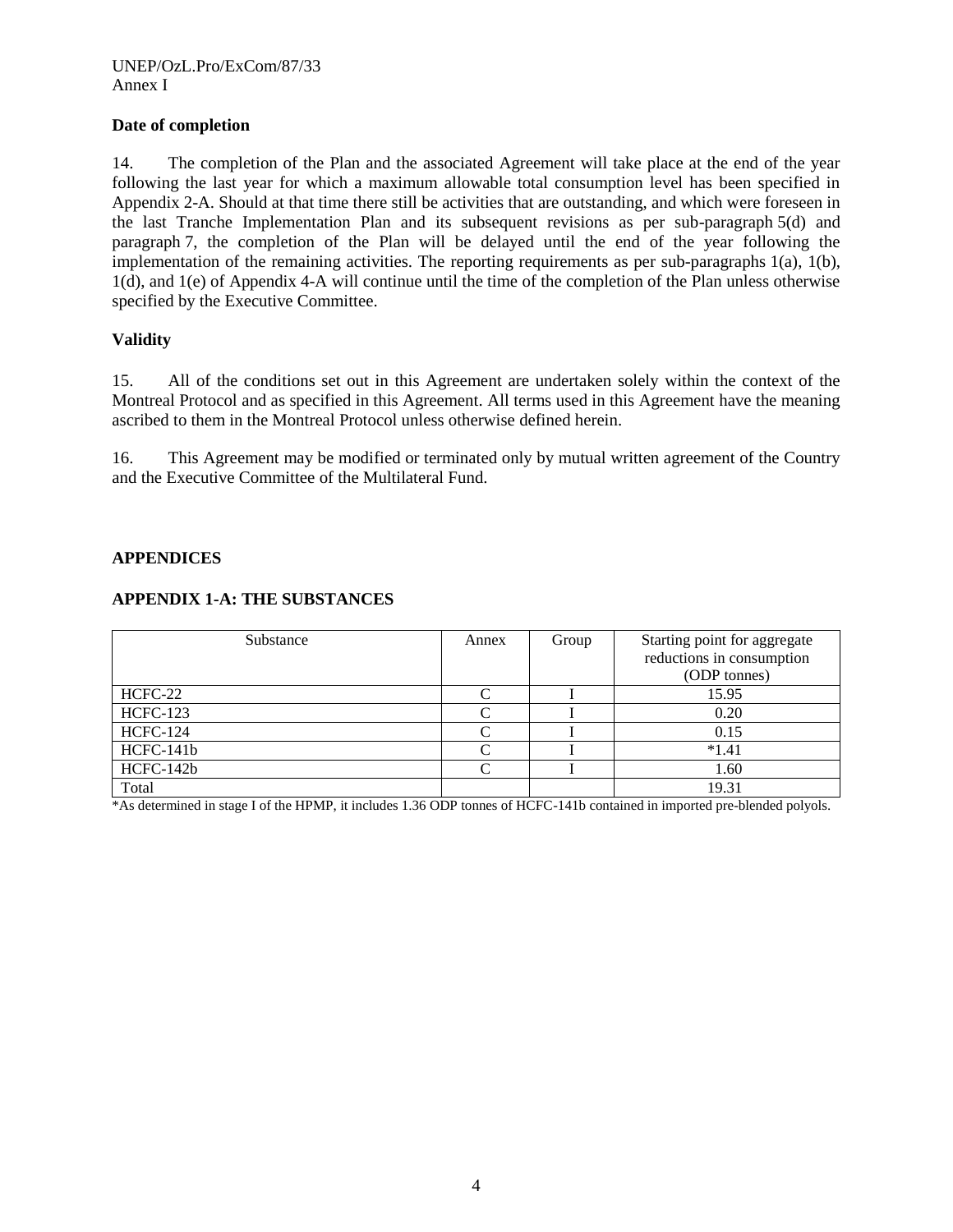**Date of completion**

14. The completion of the Plan and the associated Agreement will take place at the end of the year following the last year for which a maximum allowable total consumption level has been specified in Appendix 2-A. Should at that time there still be activities that are outstanding, and which were foreseen in the last Tranche Implementation Plan and its subsequent revisions as per sub-paragraph 5(d) and paragraph 7, the completion of the Plan will be delayed until the end of the year following the implementation of the remaining activities. The reporting requirements as per sub-paragraphs 1(a), 1(b), 1(d), and 1(e) of Appendix 4-A will continue until the time of the completion of the Plan unless otherwise specified by the Executive Committee.

**Validity**

15. All of the conditions set out in this Agreement are undertaken solely within the context of the Montreal Protocol and as specified in this Agreement. All terms used in this Agreement have the meaning ascribed to them in the Montreal Protocol unless otherwise defined herein.

16. This Agreement may be modified or terminated only by mutual written agreement of the Country and the Executive Committee of the Multilateral Fund.

## APPENDICES

### APPENDIX 1-A: THE SUBSTANCES

| Substance | Annex | Group | Starting point for aggregate reductions in consumption (ODP tonnes) |
|---|---|---|---|
| HCFC-22 | C | I | 15.95 |
| HCFC-123 | C | I | 0.20 |
| HCFC-124 | C | I | 0.15 |
| HCFC-141b | C | I | *1.41 |
| HCFC-142b | C | I | 1.60 |
| Total | | | 19.31 |

*As determined in stage I of the HPMP, it includes 1.36 ODP tonnes of HCFC-141b contained in imported pre-blended polyols.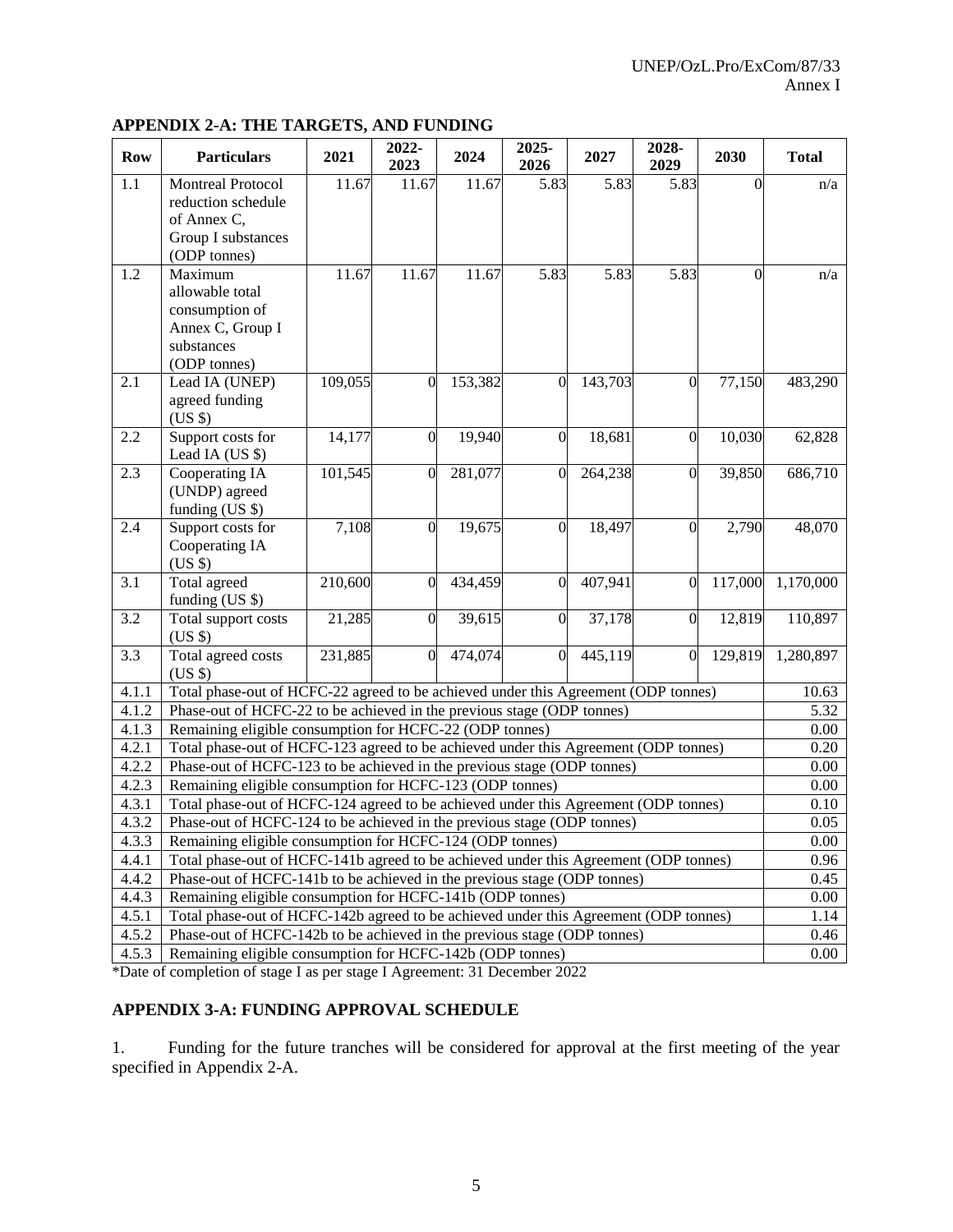## APPENDIX 2-A: THE TARGETS, AND FUNDING

| Row | Particulars | 2021 | 2022-2023 | 2024 | 2025-2026 | 2027 | 2028-2029 | 2030 | Total |
|---|---|---|---|---|---|---|---|---|---|
| 1.1 | Montreal Protocol reduction schedule of Annex C, Group I substances (ODP tonnes) | 11.67 | 11.67 | 11.67 | 5.83 | 5.83 | 5.83 | 0 | n/a |
| 1.2 | Maximum allowable total consumption of Annex C, Group I substances (ODP tonnes) | 11.67 | 11.67 | 11.67 | 5.83 | 5.83 | 5.83 | 0 | n/a |
| 2.1 | Lead IA (UNEP) agreed funding (US $) | 109,055 | 0 | 153,382 | 0 | 143,703 | 0 | 77,150 | 483,290 |
| 2.2 | Support costs for Lead IA (US $) | 14,177 | 0 | 19,940 | 0 | 18,681 | 0 | 10,030 | 62,828 |
| 2.3 | Cooperating IA (UNDP) agreed funding (US $) | 101,545 | 0 | 281,077 | 0 | 264,238 | 0 | 39,850 | 686,710 |
| 2.4 | Support costs for Cooperating IA (US $) | 7,108 | 0 | 19,675 | 0 | 18,497 | 0 | 2,790 | 48,070 |
| 3.1 | Total agreed funding (US $) | 210,600 | 0 | 434,459 | 0 | 407,941 | 0 | 117,000 | 1,170,000 |
| 3.2 | Total support costs (US $) | 21,285 | 0 | 39,615 | 0 | 37,178 | 0 | 12,819 | 110,897 |
| 3.3 | Total agreed costs (US $) | 231,885 | 0 | 474,074 | 0 | 445,119 | 0 | 129,819 | 1,280,897 |
| 4.1.1 | Total phase-out of HCFC-22 agreed to be achieved under this Agreement (ODP tonnes) | | | | | | | | 10.63 |
| 4.1.2 | Phase-out of HCFC-22 to be achieved in the previous stage (ODP tonnes) | | | | | | | | 5.32 |
| 4.1.3 | Remaining eligible consumption for HCFC-22 (ODP tonnes) | | | | | | | | 0.00 |
| 4.2.1 | Total phase-out of HCFC-123 agreed to be achieved under this Agreement (ODP tonnes) | | | | | | | | 0.20 |
| 4.2.2 | Phase-out of HCFC-123 to be achieved in the previous stage (ODP tonnes) | | | | | | | | 0.00 |
| 4.2.3 | Remaining eligible consumption for HCFC-123 (ODP tonnes) | | | | | | | | 0.00 |
| 4.3.1 | Total phase-out of HCFC-124 agreed to be achieved under this Agreement (ODP tonnes) | | | | | | | | 0.10 |
| 4.3.2 | Phase-out of HCFC-124 to be achieved in the previous stage (ODP tonnes) | | | | | | | | 0.05 |
| 4.3.3 | Remaining eligible consumption for HCFC-124 (ODP tonnes) | | | | | | | | 0.00 |
| 4.4.1 | Total phase-out of HCFC-141b agreed to be achieved under this Agreement (ODP tonnes) | | | | | | | | 0.96 |
| 4.4.2 | Phase-out of HCFC-141b to be achieved in the previous stage (ODP tonnes) | | | | | | | | 0.45 |
| 4.4.3 | Remaining eligible consumption for HCFC-141b (ODP tonnes) | | | | | | | | 0.00 |
| 4.5.1 | Total phase-out of HCFC-142b agreed to be achieved under this Agreement (ODP tonnes) | | | | | | | | 1.14 |
| 4.5.2 | Phase-out of HCFC-142b to be achieved in the previous stage (ODP tonnes) | | | | | | | | 0.46 |
| 4.5.3 | Remaining eligible consumption for HCFC-142b (ODP tonnes) | | | | | | | | 0.00 |

*Date of completion of stage I as per stage I Agreement: 31 December 2022

## APPENDIX 3-A: FUNDING APPROVAL SCHEDULE

1. Funding for the future tranches will be considered for approval at the first meeting of the year specified in Appendix 2-A.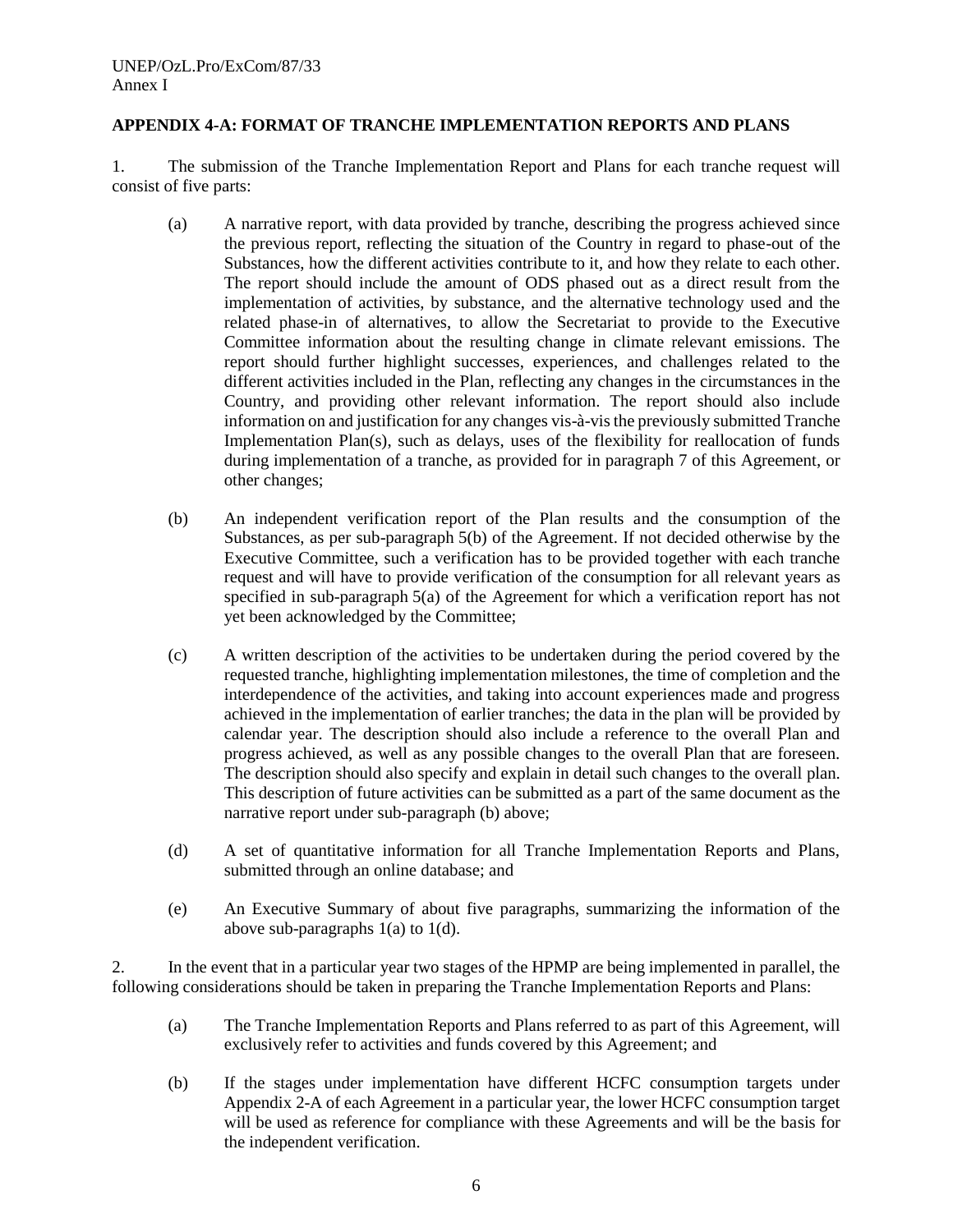## APPENDIX 4-A: FORMAT OF TRANCHE IMPLEMENTATION REPORTS AND PLANS

1. The submission of the Tranche Implementation Report and Plans for each tranche request will consist of five parts:

   (a) A narrative report, with data provided by tranche, describing the progress achieved since the previous report, reflecting the situation of the Country in regard to phase-out of the Substances, how the different activities contribute to it, and how they relate to each other. The report should include the amount of ODS phased out as a direct result from the implementation of activities, by substance, and the alternative technology used and the related phase-in of alternatives, to allow the Secretariat to provide to the Executive Committee information about the resulting change in climate relevant emissions. The report should further highlight successes, experiences, and challenges related to the different activities included in the Plan, reflecting any changes in the circumstances in the Country, and providing other relevant information. The report should also include information on and justification for any changes vis-à-vis the previously submitted Tranche Implementation Plan(s), such as delays, uses of the flexibility for reallocation of funds during implementation of a tranche, as provided for in paragraph 7 of this Agreement, or other changes;

   (b) An independent verification report of the Plan results and the consumption of the Substances, as per sub-paragraph 5(b) of the Agreement. If not decided otherwise by the Executive Committee, such a verification has to be provided together with each tranche request and will have to provide verification of the consumption for all relevant years as specified in sub-paragraph 5(a) of the Agreement for which a verification report has not yet been acknowledged by the Committee;

   (c) A written description of the activities to be undertaken during the period covered by the requested tranche, highlighting implementation milestones, the time of completion and the interdependence of the activities, and taking into account experiences made and progress achieved in the implementation of earlier tranches; the data in the plan will be provided by calendar year. The description should also include a reference to the overall Plan and progress achieved, as well as any possible changes to the overall Plan that are foreseen. The description should also specify and explain in detail such changes to the overall plan. This description of future activities can be submitted as a part of the same document as the narrative report under sub-paragraph (b) above;

   (d) A set of quantitative information for all Tranche Implementation Reports and Plans, submitted through an online database; and

   (e) An Executive Summary of about five paragraphs, summarizing the information of the above sub-paragraphs 1(a) to 1(d).

2. In the event that in a particular year two stages of the HPMP are being implemented in parallel, the following considerations should be taken in preparing the Tranche Implementation Reports and Plans:

   (a) The Tranche Implementation Reports and Plans referred to as part of this Agreement, will exclusively refer to activities and funds covered by this Agreement; and

   (b) If the stages under implementation have different HCFC consumption targets under Appendix 2-A of each Agreement in a particular year, the lower HCFC consumption target will be used as reference for compliance with these Agreements and will be the basis for the independent verification.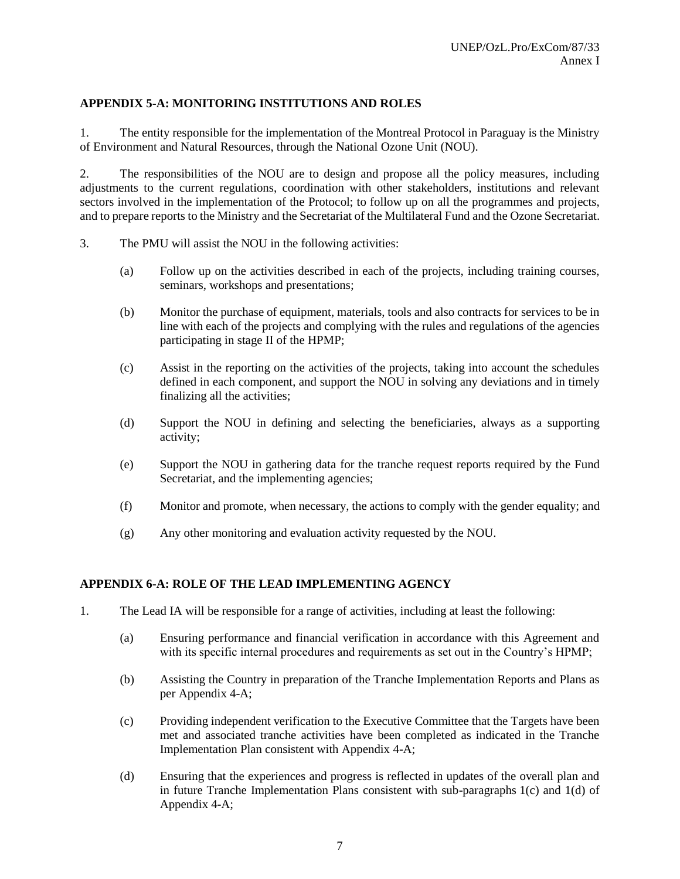## APPENDIX 5-A: MONITORING INSTITUTIONS AND ROLES

1. The entity responsible for the implementation of the Montreal Protocol in Paraguay is the Ministry of Environment and Natural Resources, through the National Ozone Unit (NOU).

2. The responsibilities of the NOU are to design and propose all the policy measures, including adjustments to the current regulations, coordination with other stakeholders, institutions and relevant sectors involved in the implementation of the Protocol; to follow up on all the programmes and projects, and to prepare reports to the Ministry and the Secretariat of the Multilateral Fund and the Ozone Secretariat.

3. The PMU will assist the NOU in the following activities:

   (a) Follow up on the activities described in each of the projects, including training courses, seminars, workshops and presentations;

   (b) Monitor the purchase of equipment, materials, tools and also contracts for services to be in line with each of the projects and complying with the rules and regulations of the agencies participating in stage II of the HPMP;

   (c) Assist in the reporting on the activities of the projects, taking into account the schedules defined in each component, and support the NOU in solving any deviations and in timely finalizing all the activities;

   (d) Support the NOU in defining and selecting the beneficiaries, always as a supporting activity;

   (e) Support the NOU in gathering data for the tranche request reports required by the Fund Secretariat, and the implementing agencies;

   (f) Monitor and promote, when necessary, the actions to comply with the gender equality; and

   (g) Any other monitoring and evaluation activity requested by the NOU.

## APPENDIX 6-A: ROLE OF THE LEAD IMPLEMENTING AGENCY

1. The Lead IA will be responsible for a range of activities, including at least the following:

   (a) Ensuring performance and financial verification in accordance with this Agreement and with its specific internal procedures and requirements as set out in the Country's HPMP;

   (b) Assisting the Country in preparation of the Tranche Implementation Reports and Plans as per Appendix 4-A;

   (c) Providing independent verification to the Executive Committee that the Targets have been met and associated tranche activities have been completed as indicated in the Tranche Implementation Plan consistent with Appendix 4-A;

   (d) Ensuring that the experiences and progress is reflected in updates of the overall plan and in future Tranche Implementation Plans consistent with sub-paragraphs 1(c) and 1(d) of Appendix 4-A;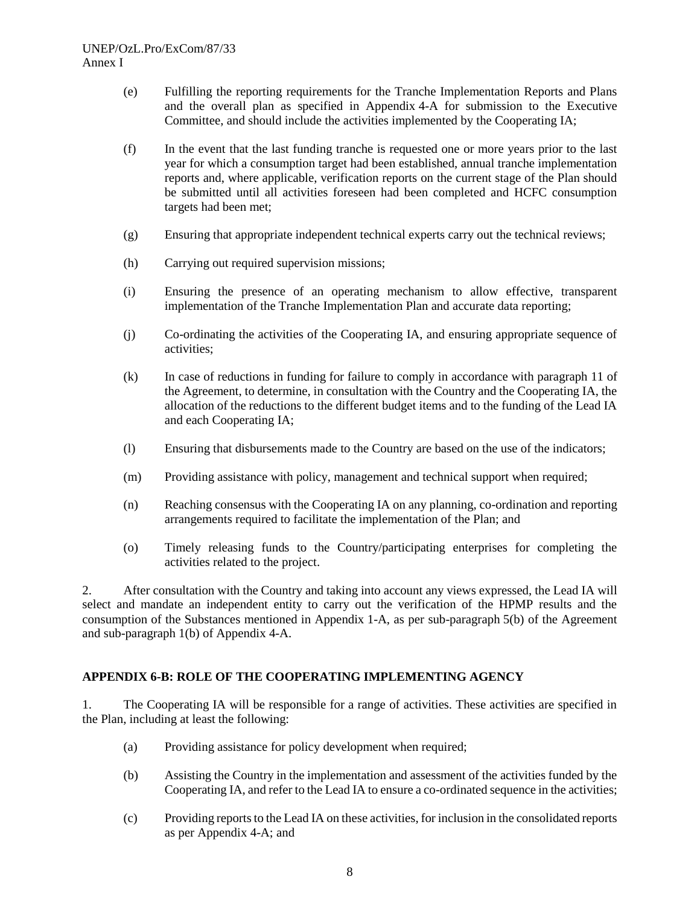(e) Fulfilling the reporting requirements for the Tranche Implementation Reports and Plans and the overall plan as specified in Appendix 4-A for submission to the Executive Committee, and should include the activities implemented by the Cooperating IA;

(f) In the event that the last funding tranche is requested one or more years prior to the last year for which a consumption target had been established, annual tranche implementation reports and, where applicable, verification reports on the current stage of the Plan should be submitted until all activities foreseen had been completed and HCFC consumption targets had been met;

(g) Ensuring that appropriate independent technical experts carry out the technical reviews;

(h) Carrying out required supervision missions;

(i) Ensuring the presence of an operating mechanism to allow effective, transparent implementation of the Tranche Implementation Plan and accurate data reporting;

(j) Co-ordinating the activities of the Cooperating IA, and ensuring appropriate sequence of activities;

(k) In case of reductions in funding for failure to comply in accordance with paragraph 11 of the Agreement, to determine, in consultation with the Country and the Cooperating IA, the allocation of the reductions to the different budget items and to the funding of the Lead IA and each Cooperating IA;

(l) Ensuring that disbursements made to the Country are based on the use of the indicators;

(m) Providing assistance with policy, management and technical support when required;

(n) Reaching consensus with the Cooperating IA on any planning, co-ordination and reporting arrangements required to facilitate the implementation of the Plan; and

(o) Timely releasing funds to the Country/participating enterprises for completing the activities related to the project.

2. After consultation with the Country and taking into account any views expressed, the Lead IA will select and mandate an independent entity to carry out the verification of the HPMP results and the consumption of the Substances mentioned in Appendix 1-A, as per sub-paragraph 5(b) of the Agreement and sub-paragraph 1(b) of Appendix 4-A.

**APPENDIX 6-B: ROLE OF THE COOPERATING IMPLEMENTING AGENCY**

1. The Cooperating IA will be responsible for a range of activities. These activities are specified in the Plan, including at least the following:

(a) Providing assistance for policy development when required;

(b) Assisting the Country in the implementation and assessment of the activities funded by the Cooperating IA, and refer to the Lead IA to ensure a co-ordinated sequence in the activities;

(c) Providing reports to the Lead IA on these activities, for inclusion in the consolidated reports as per Appendix 4-A; and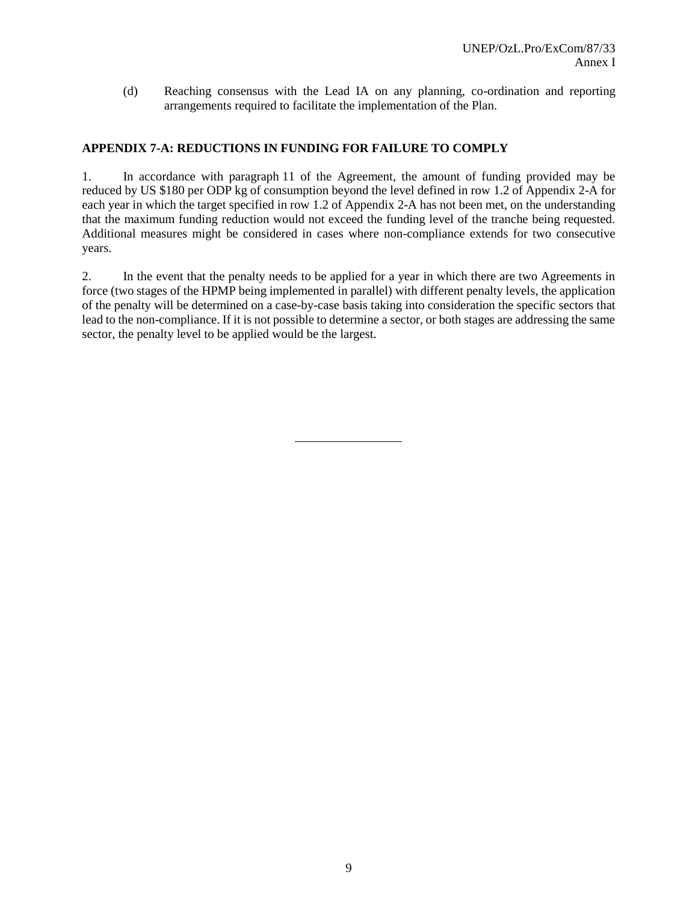(d) Reaching consensus with the Lead IA on any planning, co-ordination and reporting arrangements required to facilitate the implementation of the Plan.

**APPENDIX 7-A: REDUCTIONS IN FUNDING FOR FAILURE TO COMPLY**

1. In accordance with paragraph 11 of the Agreement, the amount of funding provided may be reduced by US $180 per ODP kg of consumption beyond the level defined in row 1.2 of Appendix 2-A for each year in which the target specified in row 1.2 of Appendix 2-A has not been met, on the understanding that the maximum funding reduction would not exceed the funding level of the tranche being requested. Additional measures might be considered in cases where non-compliance extends for two consecutive years.

2. In the event that the penalty needs to be applied for a year in which there are two Agreements in force (two stages of the HPMP being implemented in parallel) with different penalty levels, the application of the penalty will be determined on a case-by-case basis taking into consideration the specific sectors that lead to the non-compliance. If it is not possible to determine a sector, or both stages are addressing the same sector, the penalty level to be applied would be the largest.